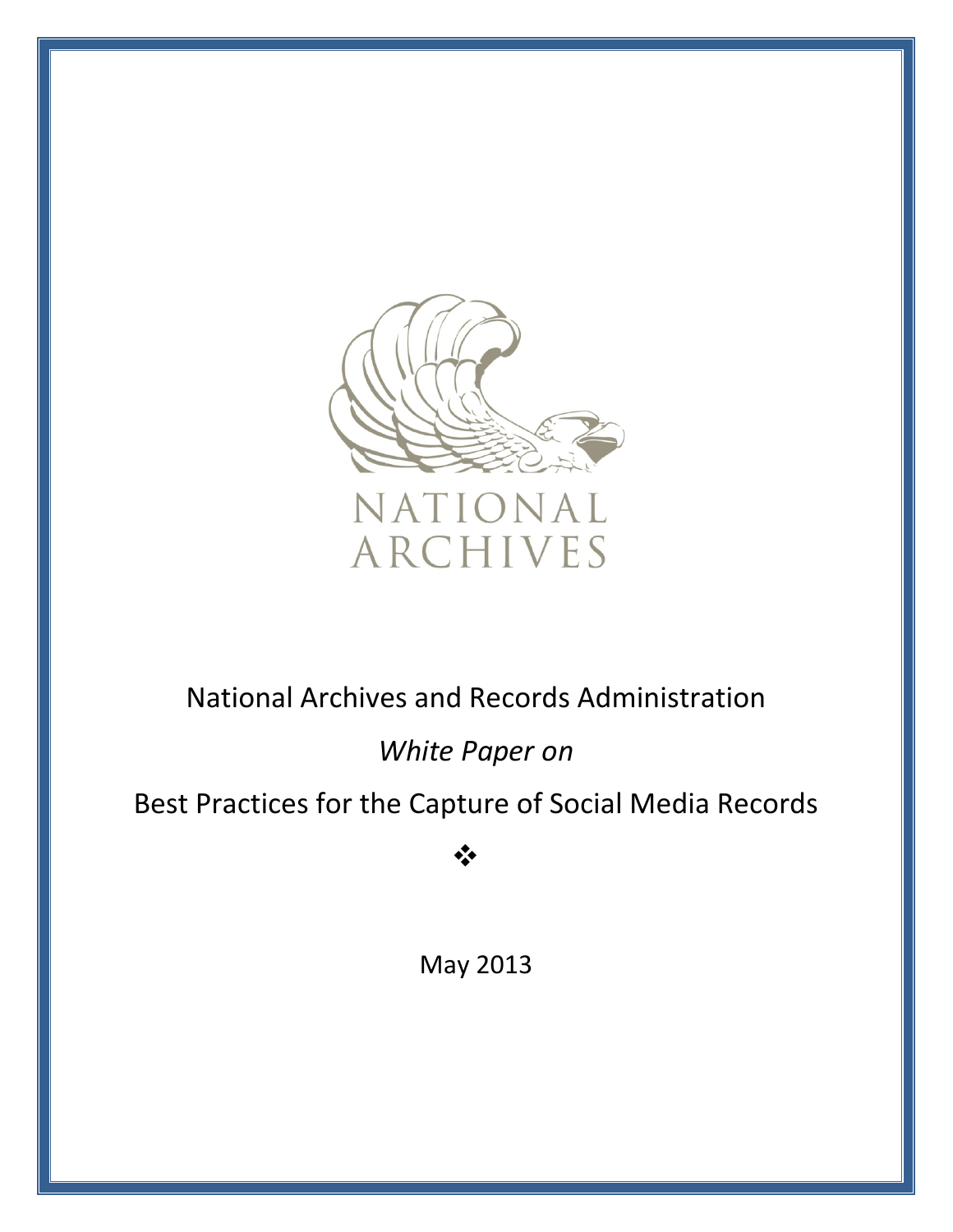NATIONAL ARCHIVES

National Archives and Records Administration

*White Paper on*

Best Practices for the Capture of Social Media Records

❖

May 2013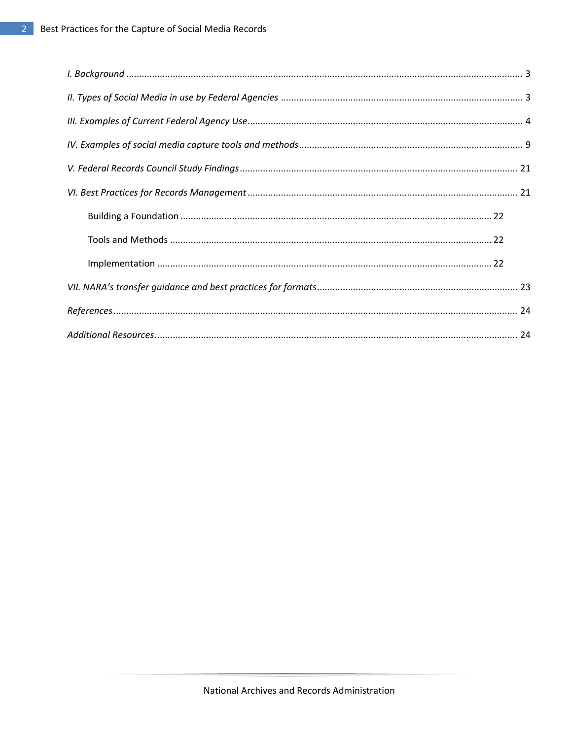*I. Background* ........................................................................................................................................... 3

*II. Types of Social Media in use by Federal Agencies* ............................................................................... 3

*III. Examples of Current Federal Agency Use*........................................................................................... 4

*IV. Examples of social media capture tools and methods*........................................................................ 9

*V. Federal Records Council Study Findings*............................................................................................. 21

*VI. Best Practices for Records Management*........................................................................................... 21

Building a Foundation ........................................................................................................................ 22

Tools and Methods ............................................................................................................................. 22

Implementation .................................................................................................................................. 22

*VII. NARA's transfer guidance and best practices for formats*............................................................... 23

*References*............................................................................................................................................. 24

*Additional Resources*............................................................................................................................. 24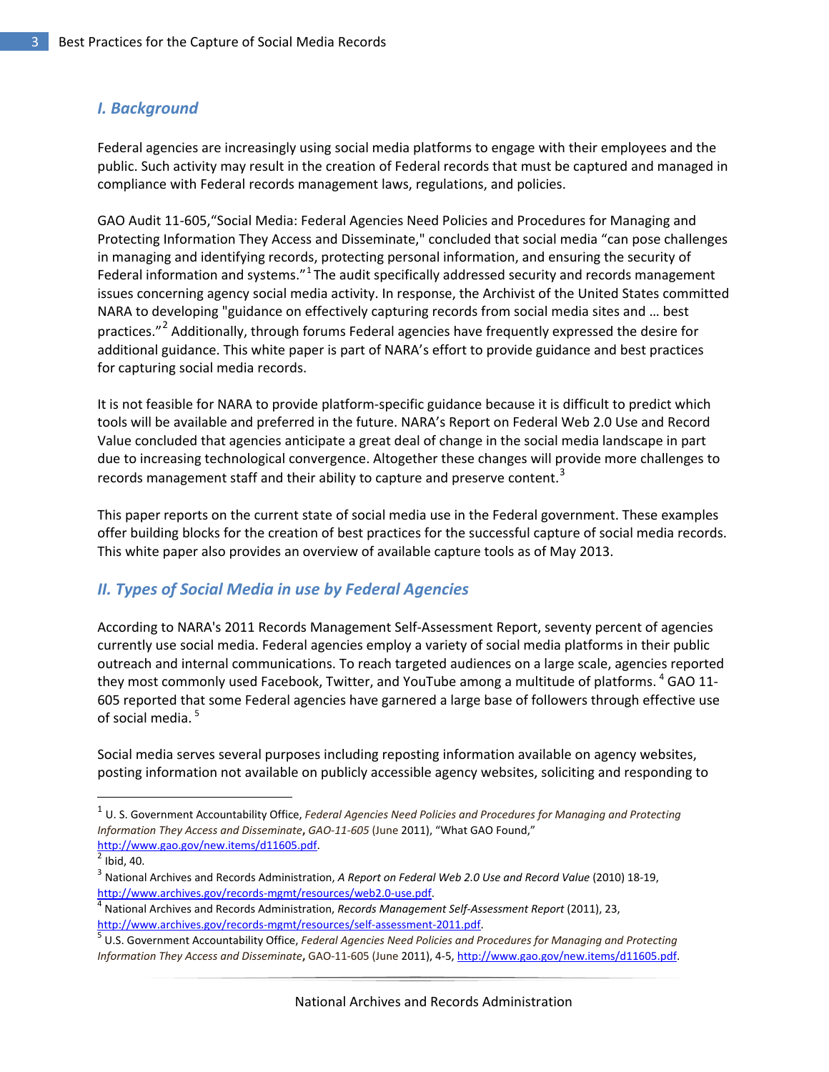## *I. Background*

Federal agencies are increasingly using social media platforms to engage with their employees and the public. Such activity may result in the creation of Federal records that must be captured and managed in compliance with Federal records management laws, regulations, and policies.

GAO Audit 11-605,"Social Media: Federal Agencies Need Policies and Procedures for Managing and Protecting Information They Access and Disseminate," concluded that social media "can pose challenges in managing and identifying records, protecting personal information, and ensuring the security of Federal information and systems."[1] The audit specifically addressed security and records management issues concerning agency social media activity. In response, the Archivist of the United States committed NARA to developing "guidance on effectively capturing records from social media sites and … best practices."[2] Additionally, through forums Federal agencies have frequently expressed the desire for additional guidance. This white paper is part of NARA's effort to provide guidance and best practices for capturing social media records.

It is not feasible for NARA to provide platform-specific guidance because it is difficult to predict which tools will be available and preferred in the future. NARA's Report on Federal Web 2.0 Use and Record Value concluded that agencies anticipate a great deal of change in the social media landscape in part due to increasing technological convergence. Altogether these changes will provide more challenges to records management staff and their ability to capture and preserve content.[3]

This paper reports on the current state of social media use in the Federal government. These examples offer building blocks for the creation of best practices for the successful capture of social media records. This white paper also provides an overview of available capture tools as of May 2013.

## *II. Types of Social Media in use by Federal Agencies*

According to NARA's 2011 Records Management Self-Assessment Report, seventy percent of agencies currently use social media. Federal agencies employ a variety of social media platforms in their public outreach and internal communications. To reach targeted audiences on a large scale, agencies reported they most commonly used Facebook, Twitter, and YouTube among a multitude of platforms. [4] GAO 11-605 reported that some Federal agencies have garnered a large base of followers through effective use of social media. [5]

Social media serves several purposes including reposting information available on agency websites, posting information not available on publicly accessible agency websites, soliciting and responding to

---

[1] U. S. Government Accountability Office, *Federal Agencies Need Policies and Procedures for Managing and Protecting Information They Access and Disseminate*, *GAO-11-605* (June 2011), "What GAO Found," http://www.gao.gov/new.items/d11605.pdf.

[2] Ibid, 40.

[3] National Archives and Records Administration, *A Report on Federal Web 2.0 Use and Record Value* (2010) 18-19, http://www.archives.gov/records-mgmt/resources/web2.0-use.pdf.

[4] National Archives and Records Administration, *Records Management Self-Assessment Report* (2011), 23, http://www.archives.gov/records-mgmt/resources/self-assessment-2011.pdf.

[5] U.S. Government Accountability Office, *Federal Agencies Need Policies and Procedures for Managing and Protecting Information They Access and Disseminate*, GAO-11-605 (June 2011), 4-5, http://www.gao.gov/new.items/d11605.pdf.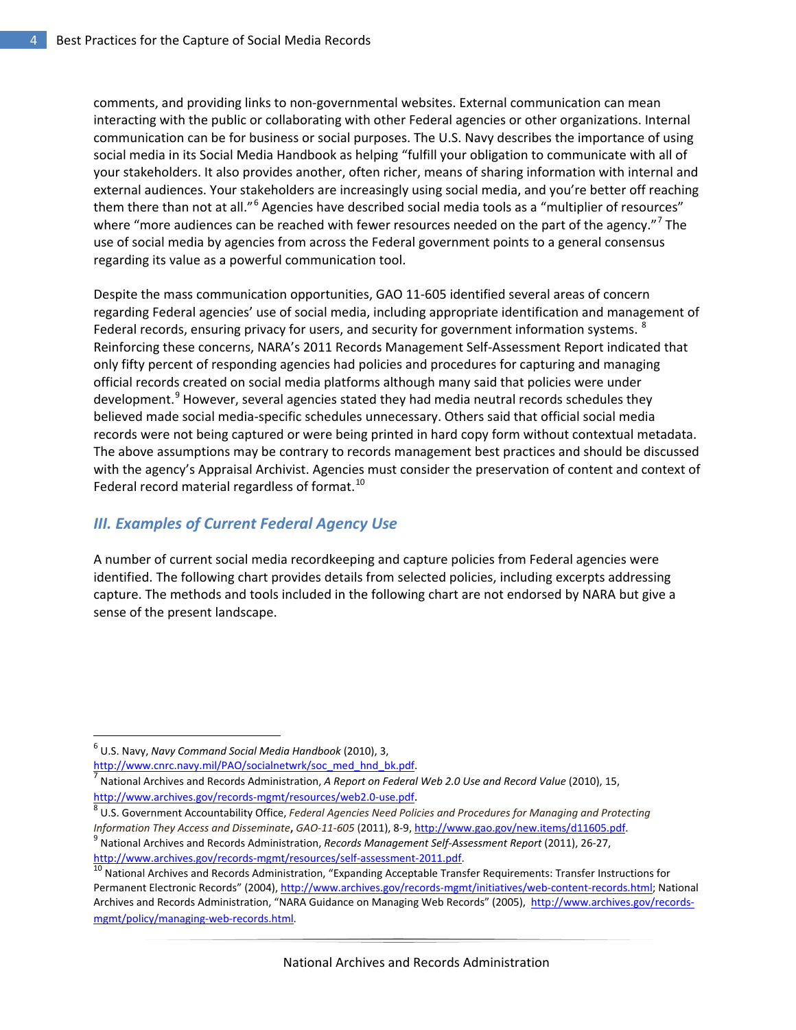comments, and providing links to non-governmental websites. External communication can mean interacting with the public or collaborating with other Federal agencies or other organizations. Internal communication can be for business or social purposes. The U.S. Navy describes the importance of using social media in its Social Media Handbook as helping "fulfill your obligation to communicate with all of your stakeholders. It also provides another, often richer, means of sharing information with internal and external audiences. Your stakeholders are increasingly using social media, and you're better off reaching them there than not at all."[6] Agencies have described social media tools as a "multiplier of resources" where "more audiences can be reached with fewer resources needed on the part of the agency."[7] The use of social media by agencies from across the Federal government points to a general consensus regarding its value as a powerful communication tool.

Despite the mass communication opportunities, GAO 11-605 identified several areas of concern regarding Federal agencies' use of social media, including appropriate identification and management of Federal records, ensuring privacy for users, and security for government information systems.[8] Reinforcing these concerns, NARA's 2011 Records Management Self-Assessment Report indicated that only fifty percent of responding agencies had policies and procedures for capturing and managing official records created on social media platforms although many said that policies were under development.[9] However, several agencies stated they had media neutral records schedules they believed made social media-specific schedules unnecessary. Others said that official social media records were not being captured or were being printed in hard copy form without contextual metadata. The above assumptions may be contrary to records management best practices and should be discussed with the agency's Appraisal Archivist. Agencies must consider the preservation of content and context of Federal record material regardless of format.[10]

## *III. Examples of Current Federal Agency Use*

A number of current social media recordkeeping and capture policies from Federal agencies were identified. The following chart provides details from selected policies, including excerpts addressing capture. The methods and tools included in the following chart are not endorsed by NARA but give a sense of the present landscape.

---

[6] U.S. Navy, *Navy Command Social Media Handbook* (2010), 3, http://www.cnrc.navy.mil/PAO/socialnetwrk/soc_med_hnd_bk.pdf.

[7] National Archives and Records Administration, *A Report on Federal Web 2.0 Use and Record Value* (2010), 15, http://www.archives.gov/records-mgmt/resources/web2.0-use.pdf.

[8] U.S. Government Accountability Office, *Federal Agencies Need Policies and Procedures for Managing and Protecting Information They Access and Disseminate*, *GAO-11-605* (2011), 8-9, http://www.gao.gov/new.items/d11605.pdf.

[9] National Archives and Records Administration, *Records Management Self-Assessment Report* (2011), 26-27, http://www.archives.gov/records-mgmt/resources/self-assessment-2011.pdf.

[10] National Archives and Records Administration, "Expanding Acceptable Transfer Requirements: Transfer Instructions for Permanent Electronic Records" (2004), http://www.archives.gov/records-mgmt/initiatives/web-content-records.html; National Archives and Records Administration, "NARA Guidance on Managing Web Records" (2005), http://www.archives.gov/records-mgmt/policy/managing-web-records.html.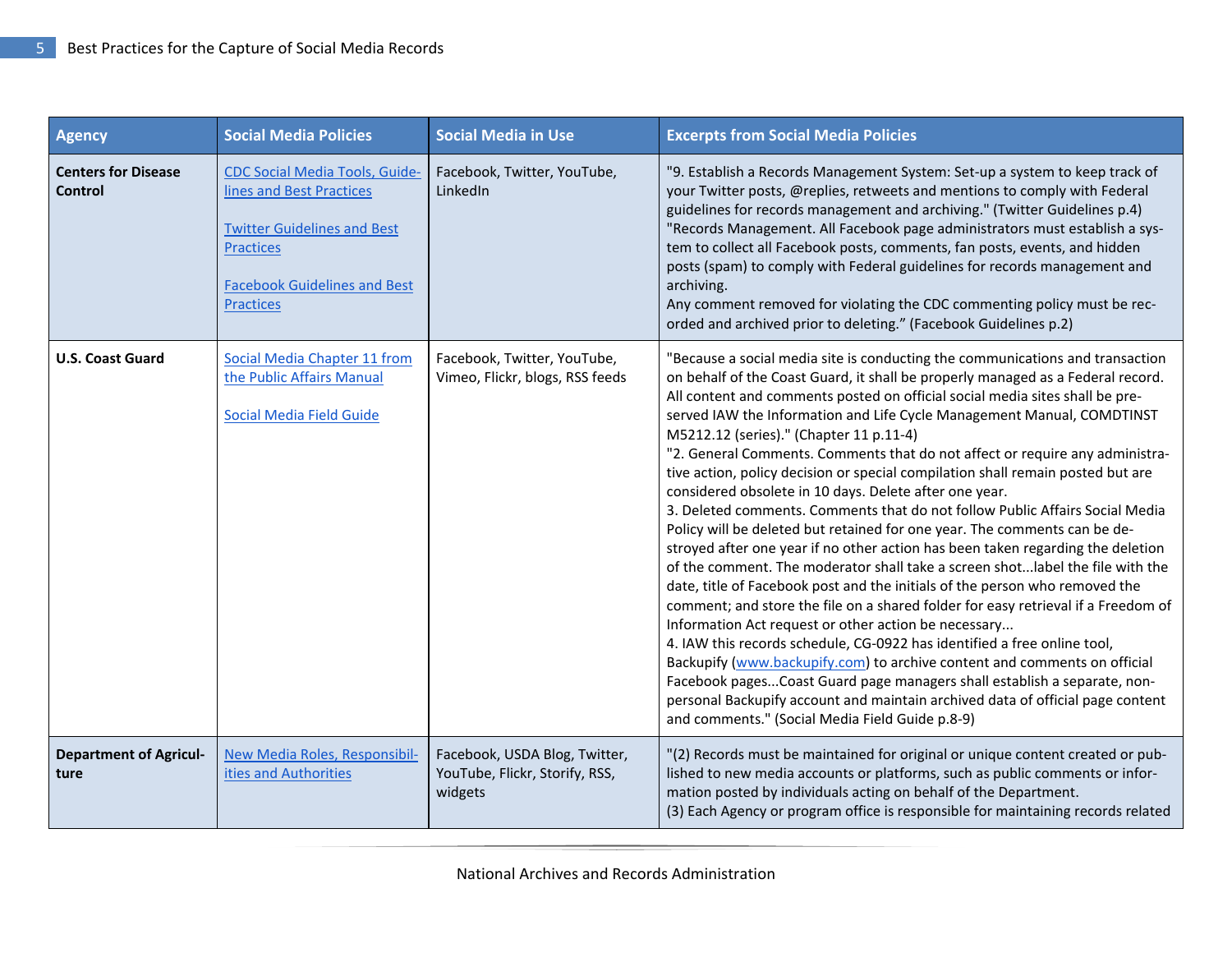| Agency | Social Media Policies | Social Media in Use | Excerpts from Social Media Policies |
|---|---|---|---|
| **Centers for Disease Control** | CDC Social Media Tools, Guidelines and Best Practices<br><br>Twitter Guidelines and Best Practices<br><br>Facebook Guidelines and Best Practices | Facebook, Twitter, YouTube, LinkedIn | "9. Establish a Records Management System: Set-up a system to keep track of your Twitter posts, @replies, retweets and mentions to comply with Federal guidelines for records management and archiving." (Twitter Guidelines p.4)<br>"Records Management. All Facebook page administrators must establish a system to collect all Facebook posts, comments, fan posts, events, and hidden posts (spam) to comply with Federal guidelines for records management and archiving.<br>Any comment removed for violating the CDC commenting policy must be recorded and archived prior to deleting." (Facebook Guidelines p.2) |
| **U.S. Coast Guard** | Social Media Chapter 11 from the Public Affairs Manual<br><br>Social Media Field Guide | Facebook, Twitter, YouTube, Vimeo, Flickr, blogs, RSS feeds | "Because a social media site is conducting the communications and transaction on behalf of the Coast Guard, it shall be properly managed as a Federal record. All content and comments posted on official social media sites shall be preserved IAW the Information and Life Cycle Management Manual, COMDTINST M5212.12 (series)." (Chapter 11 p.11-4)<br>"2. General Comments. Comments that do not affect or require any administrative action, policy decision or special compilation shall remain posted but are considered obsolete in 10 days. Delete after one year.<br>3. Deleted comments. Comments that do not follow Public Affairs Social Media Policy will be deleted but retained for one year. The comments can be destroyed after one year if no other action has been taken regarding the deletion of the comment. The moderator shall take a screen shot...label the file with the date, title of Facebook post and the initials of the person who removed the comment; and store the file on a shared folder for easy retrieval if a Freedom of Information Act request or other action be necessary...<br>4. IAW this records schedule, CG-0922 has identified a free online tool, Backupify (www.backupify.com) to archive content and comments on official Facebook pages...Coast Guard page managers shall establish a separate, non-personal Backupify account and maintain archived data of official page content and comments." (Social Media Field Guide p.8-9) |
| **Department of Agriculture** | New Media Roles, Responsibilities and Authorities | Facebook, USDA Blog, Twitter, YouTube, Flickr, Storify, RSS, widgets | "(2) Records must be maintained for original or unique content created or published to new media accounts or platforms, such as public comments or information posted by individuals acting on behalf of the Department.<br>(3) Each Agency or program office is responsible for maintaining records related |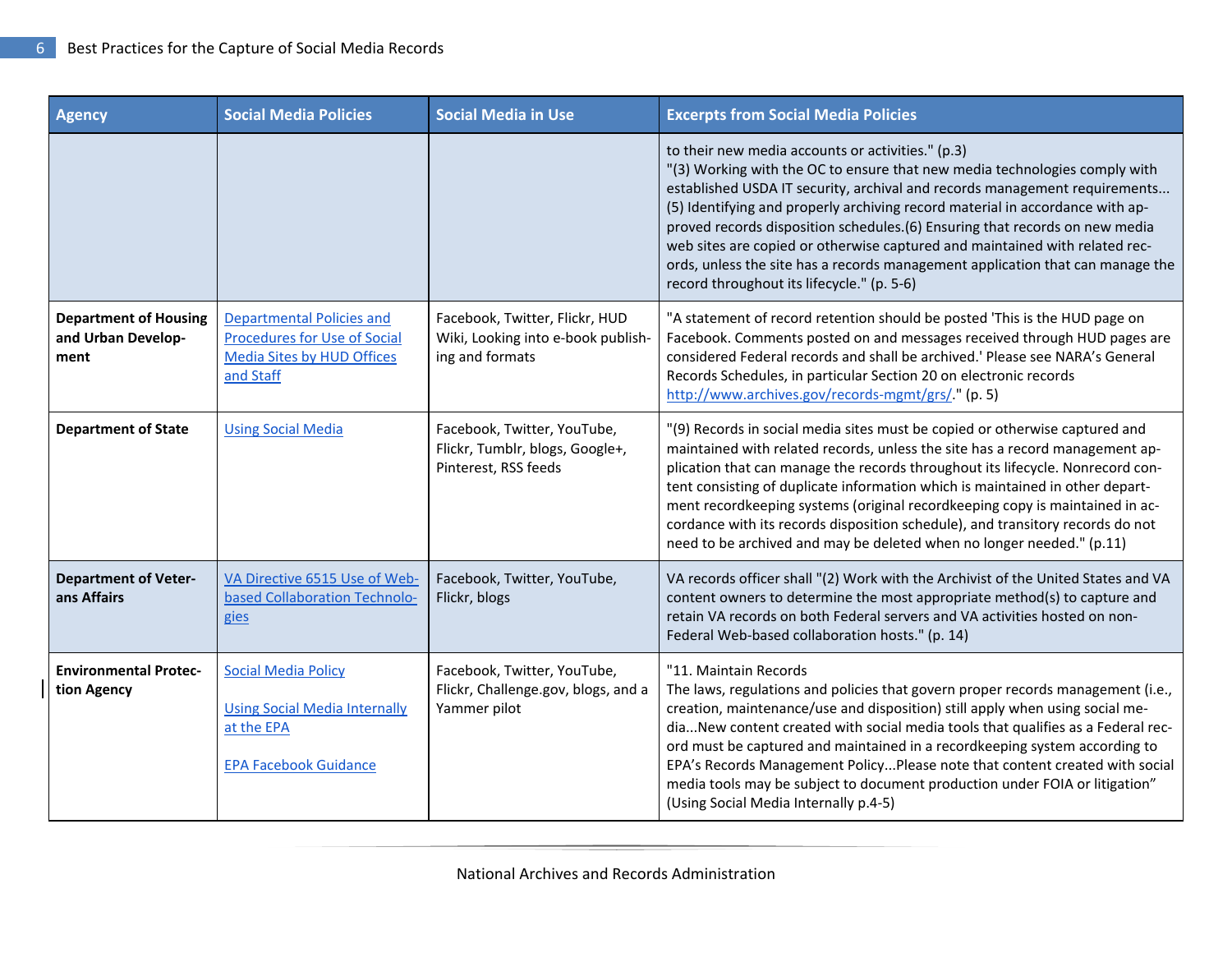| Agency | Social Media Policies | Social Media in Use | Excerpts from Social Media Policies |
|---|---|---|---|
| | | | to their new media accounts or activities." (p.3) "(3) Working with the OC to ensure that new media technologies comply with established USDA IT security, archival and records management requirements... (5) Identifying and properly archiving record material in accordance with approved records disposition schedules.(6) Ensuring that records on new media web sites are copied or otherwise captured and maintained with related records, unless the site has a records management application that can manage the record throughout its lifecycle." (p. 5-6) |
| **Department of Housing and Urban Development** | Departmental Policies and Procedures for Use of Social Media Sites by HUD Offices and Staff | Facebook, Twitter, Flickr, HUD Wiki, Looking into e-book publishing and formats | "A statement of record retention should be posted 'This is the HUD page on Facebook. Comments posted on and messages received through HUD pages are considered Federal records and shall be archived.' Please see NARA's General Records Schedules, in particular Section 20 on electronic records http://www.archives.gov/records-mgmt/grs/." (p. 5) |
| **Department of State** | Using Social Media | Facebook, Twitter, YouTube, Flickr, Tumblr, blogs, Google+, Pinterest, RSS feeds | "(9) Records in social media sites must be copied or otherwise captured and maintained with related records, unless the site has a record management application that can manage the records throughout its lifecycle. Nonrecord content consisting of duplicate information which is maintained in other department recordkeeping systems (original recordkeeping copy is maintained in accordance with its records disposition schedule), and transitory records do not need to be archived and may be deleted when no longer needed." (p.11) |
| **Department of Veterans Affairs** | VA Directive 6515 Use of Web-based Collaboration Technologies | Facebook, Twitter, YouTube, Flickr, blogs | VA records officer shall "(2) Work with the Archivist of the United States and VA content owners to determine the most appropriate method(s) to capture and retain VA records on both Federal servers and VA activities hosted on non-Federal Web-based collaboration hosts." (p. 14) |
| **Environmental Protection Agency** | Social Media Policy<br><br>Using Social Media Internally at the EPA<br><br>EPA Facebook Guidance | Facebook, Twitter, YouTube, Flickr, Challenge.gov, blogs, and a Yammer pilot | "11. Maintain Records<br>The laws, regulations and policies that govern proper records management (i.e., creation, maintenance/use and disposition) still apply when using social media...New content created with social media tools that qualifies as a Federal record must be captured and maintained in a recordkeeping system according to EPA's Records Management Policy...Please note that content created with social media tools may be subject to document production under FOIA or litigation" (Using Social Media Internally p.4-5) |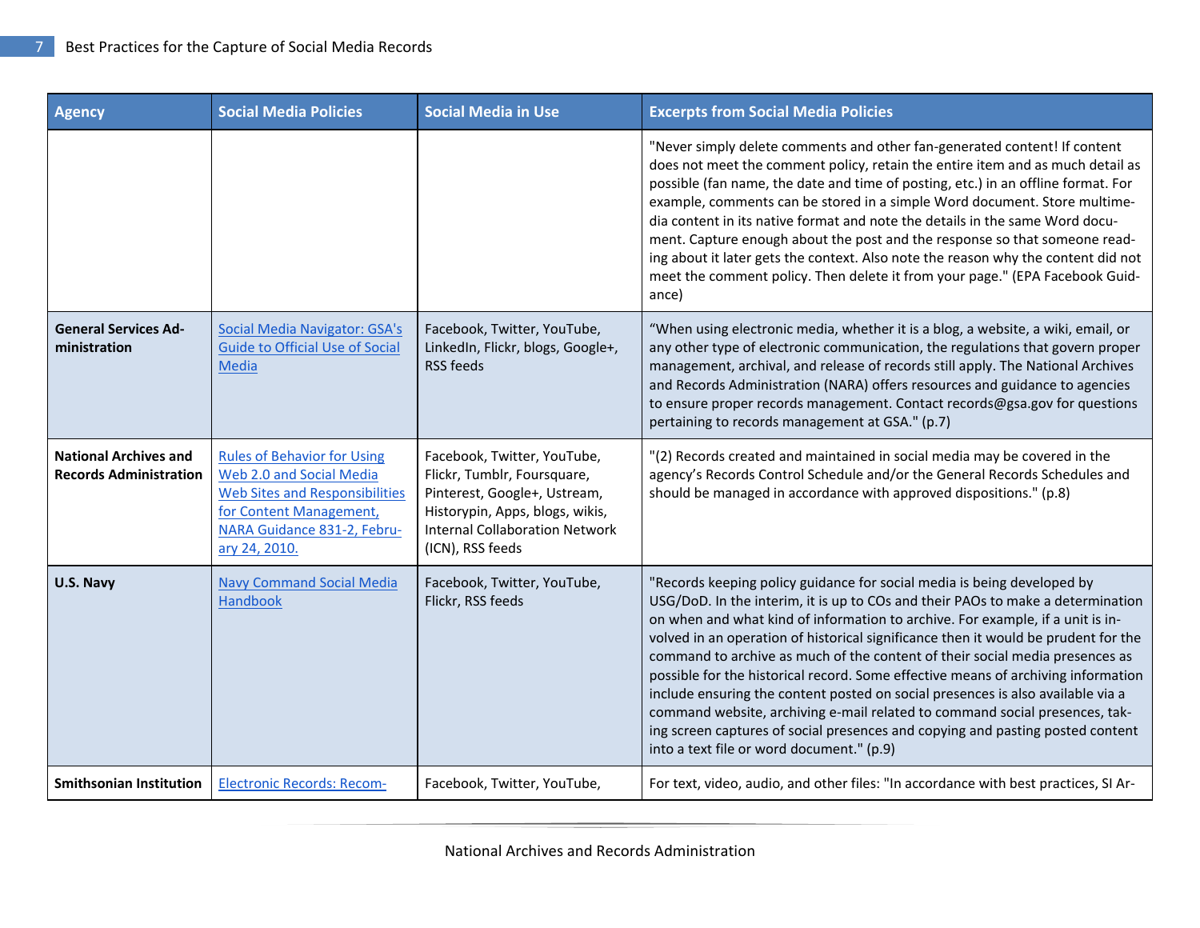| Agency | Social Media Policies | Social Media in Use | Excerpts from Social Media Policies |
|---|---|---|---|
| | | | "Never simply delete comments and other fan-generated content! If content does not meet the comment policy, retain the entire item and as much detail as possible (fan name, the date and time of posting, etc.) in an offline format. For example, comments can be stored in a simple Word document. Store multimedia content in its native format and note the details in the same Word document. Capture enough about the post and the response so that someone reading about it later gets the context. Also note the reason why the content did not meet the comment policy. Then delete it from your page." (EPA Facebook Guidance) |
| **General Services Administration** | Social Media Navigator: GSA's Guide to Official Use of Social Media | Facebook, Twitter, YouTube, LinkedIn, Flickr, blogs, Google+, RSS feeds | "When using electronic media, whether it is a blog, a website, a wiki, email, or any other type of electronic communication, the regulations that govern proper management, archival, and release of records still apply. The National Archives and Records Administration (NARA) offers resources and guidance to agencies to ensure proper records management. Contact records@gsa.gov for questions pertaining to records management at GSA." (p.7) |
| **National Archives and Records Administration** | Rules of Behavior for Using Web 2.0 and Social Media Web Sites and Responsibilities for Content Management, NARA Guidance 831-2, February 24, 2010. | Facebook, Twitter, YouTube, Flickr, Tumblr, Foursquare, Pinterest, Google+, Ustream, Historypin, Apps, blogs, wikis, Internal Collaboration Network (ICN), RSS feeds | "(2) Records created and maintained in social media may be covered in the agency's Records Control Schedule and/or the General Records Schedules and should be managed in accordance with approved dispositions." (p.8) |
| **U.S. Navy** | Navy Command Social Media Handbook | Facebook, Twitter, YouTube, Flickr, RSS feeds | "Records keeping policy guidance for social media is being developed by USG/DoD. In the interim, it is up to COs and their PAOs to make a determination on when and what kind of information to archive. For example, if a unit is involved in an operation of historical significance then it would be prudent for the command to archive as much of the content of their social media presences as possible for the historical record. Some effective means of archiving information include ensuring the content posted on social presences is also available via a command website, archiving e-mail related to command social presences, taking screen captures of social presences and copying and pasting posted content into a text file or word document." (p.9) |
| **Smithsonian Institution** | Electronic Records: Recom- | Facebook, Twitter, YouTube, | For text, video, audio, and other files: "In accordance with best practices, SI Ar- |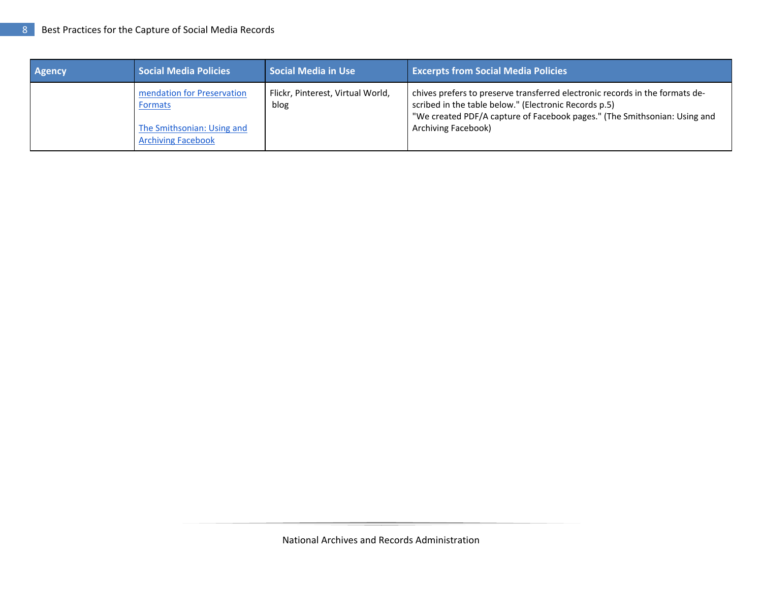| Agency | Social Media Policies | Social Media in Use | Excerpts from Social Media Policies |
|---|---|---|---|
| | mendation for Preservation Formats<br><br>The Smithsonian: Using and Archiving Facebook | Flickr, Pinterest, Virtual World, blog | chives prefers to preserve transferred electronic records in the formats described in the table below." (Electronic Records p.5)<br>"We created PDF/A capture of Facebook pages." (The Smithsonian: Using and Archiving Facebook) |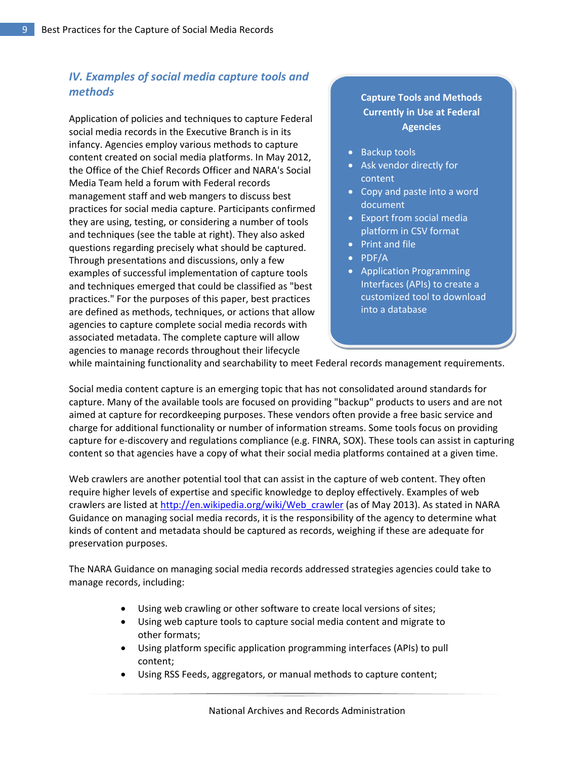## *IV. Examples of social media capture tools and methods*

Application of policies and techniques to capture Federal social media records in the Executive Branch is in its infancy. Agencies employ various methods to capture content created on social media platforms. In May 2012, the Office of the Chief Records Officer and NARA's Social Media Team held a forum with Federal records management staff and web mangers to discuss best practices for social media capture. Participants confirmed they are using, testing, or considering a number of tools and techniques (see the table at right). They also asked questions regarding precisely what should be captured. Through presentations and discussions, only a few examples of successful implementation of capture tools and techniques emerged that could be classified as "best practices." For the purposes of this paper, best practices are defined as methods, techniques, or actions that allow agencies to capture complete social media records with associated metadata. The complete capture will allow agencies to manage records throughout their lifecycle while maintaining functionality and searchability to meet Federal records management requirements.

**Capture Tools and Methods Currently in Use at Federal Agencies**

- Backup tools
- Ask vendor directly for content
- Copy and paste into a word document
- Export from social media platform in CSV format
- Print and file
- PDF/A
- Application Programming Interfaces (APIs) to create a customized tool to download into a database

Social media content capture is an emerging topic that has not consolidated around standards for capture. Many of the available tools are focused on providing "backup" products to users and are not aimed at capture for recordkeeping purposes. These vendors often provide a free basic service and charge for additional functionality or number of information streams. Some tools focus on providing capture for e-discovery and regulations compliance (e.g. FINRA, SOX). These tools can assist in capturing content so that agencies have a copy of what their social media platforms contained at a given time.

Web crawlers are another potential tool that can assist in the capture of web content. They often require higher levels of expertise and specific knowledge to deploy effectively. Examples of web crawlers are listed at http://en.wikipedia.org/wiki/Web_crawler (as of May 2013). As stated in NARA Guidance on managing social media records, it is the responsibility of the agency to determine what kinds of content and metadata should be captured as records, weighing if these are adequate for preservation purposes.

The NARA Guidance on managing social media records addressed strategies agencies could take to manage records, including:

- Using web crawling or other software to create local versions of sites;
- Using web capture tools to capture social media content and migrate to other formats;
- Using platform specific application programming interfaces (APIs) to pull content;
- Using RSS Feeds, aggregators, or manual methods to capture content;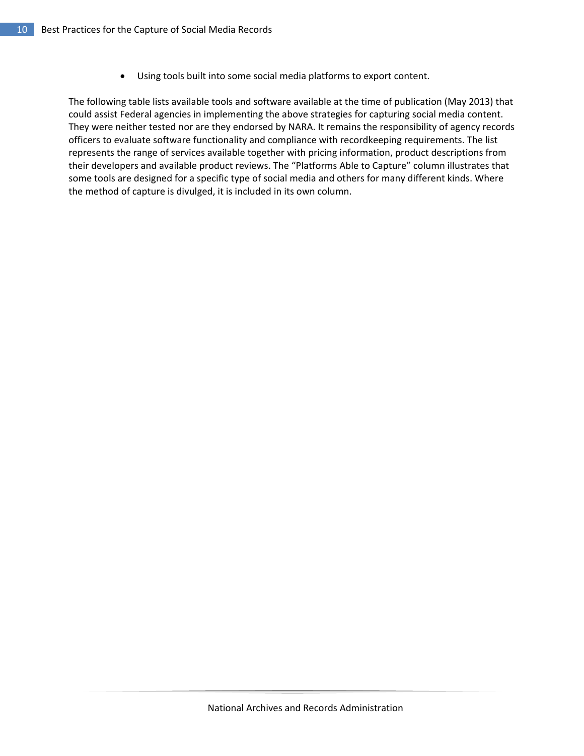- Using tools built into some social media platforms to export content.

The following table lists available tools and software available at the time of publication (May 2013) that could assist Federal agencies in implementing the above strategies for capturing social media content. They were neither tested nor are they endorsed by NARA. It remains the responsibility of agency records officers to evaluate software functionality and compliance with recordkeeping requirements. The list represents the range of services available together with pricing information, product descriptions from their developers and available product reviews. The “Platforms Able to Capture” column illustrates that some tools are designed for a specific type of social media and others for many different kinds. Where the method of capture is divulged, it is included in its own column.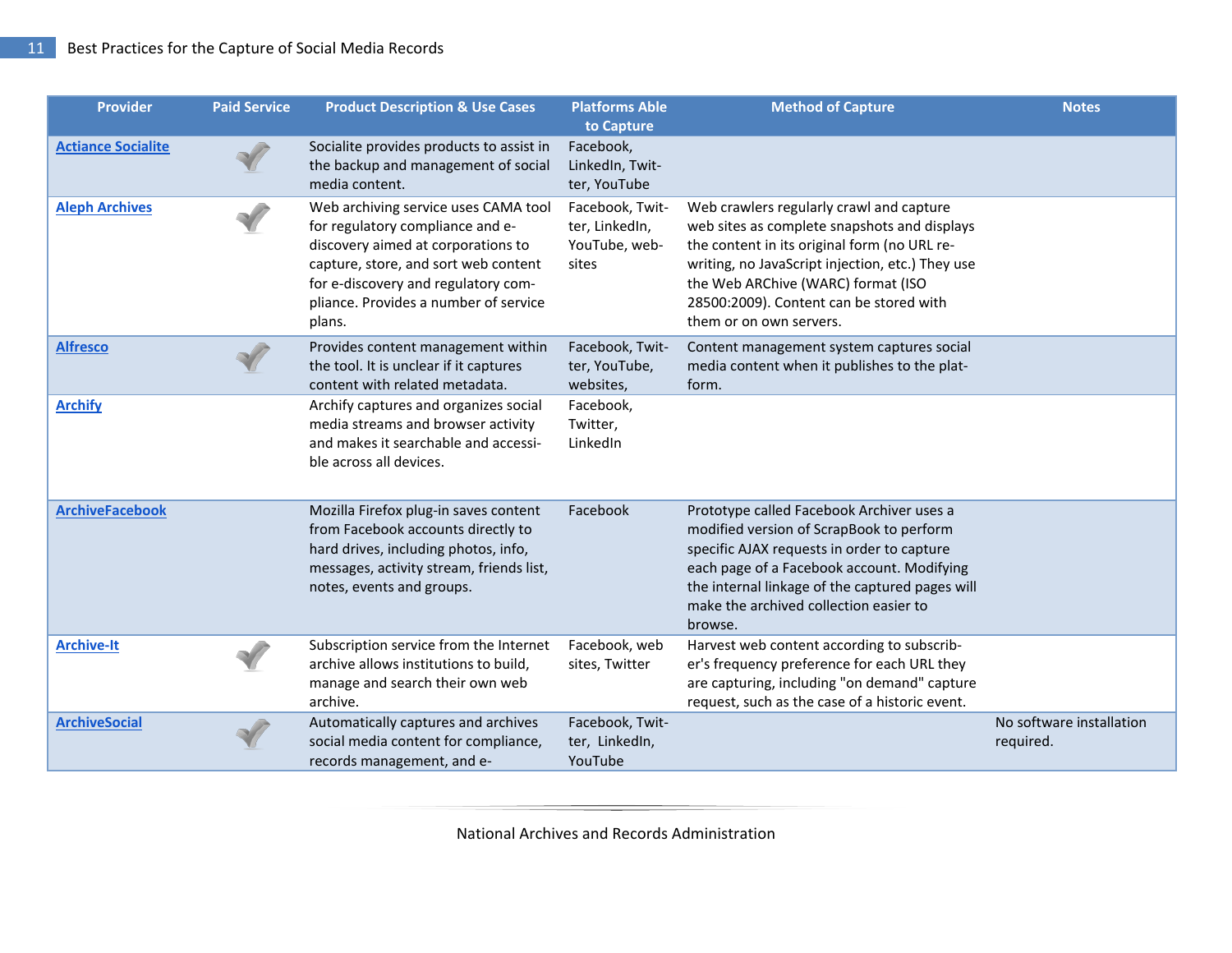| Provider | Paid Service | Product Description & Use Cases | Platforms Able to Capture | Method of Capture | Notes |
|---|---|---|---|---|---|
| Actiance Socialite | ✓ | Socialite provides products to assist in the backup and management of social media content. | Facebook, LinkedIn, Twitter, YouTube | | |
| Aleph Archives | ✓ | Web archiving service uses CAMA tool for regulatory compliance and e-discovery aimed at corporations to capture, store, and sort web content for e-discovery and regulatory compliance. Provides a number of service plans. | Facebook, Twitter, LinkedIn, YouTube, websites | Web crawlers regularly crawl and capture web sites as complete snapshots and displays the content in its original form (no URL re-writing, no JavaScript injection, etc.) They use the Web ARChive (WARC) format (ISO 28500:2009). Content can be stored with them or on own servers. | |
| Alfresco | ✓ | Provides content management within the tool. It is unclear if it captures content with related metadata. | Facebook, Twitter, YouTube, websites, | Content management system captures social media content when it publishes to the platform. | |
| Archify | | Archify captures and organizes social media streams and browser activity and makes it searchable and accessible across all devices. | Facebook, Twitter, LinkedIn | | |
| ArchiveFacebook | | Mozilla Firefox plug-in saves content from Facebook accounts directly to hard drives, including photos, info, messages, activity stream, friends list, notes, events and groups. | Facebook | Prototype called Facebook Archiver uses a modified version of ScrapBook to perform specific AJAX requests in order to capture each page of a Facebook account. Modifying the internal linkage of the captured pages will make the archived collection easier to browse. | |
| Archive-It | ✓ | Subscription service from the Internet archive allows institutions to build, manage and search their own web archive. | Facebook, web sites, Twitter | Harvest web content according to subscriber's frequency preference for each URL they are capturing, including "on demand" capture request, such as the case of a historic event. | |
| ArchiveSocial | ✓ | Automatically captures and archives social media content for compliance, records management, and e- | Facebook, Twitter, LinkedIn, YouTube | | No software installation required. |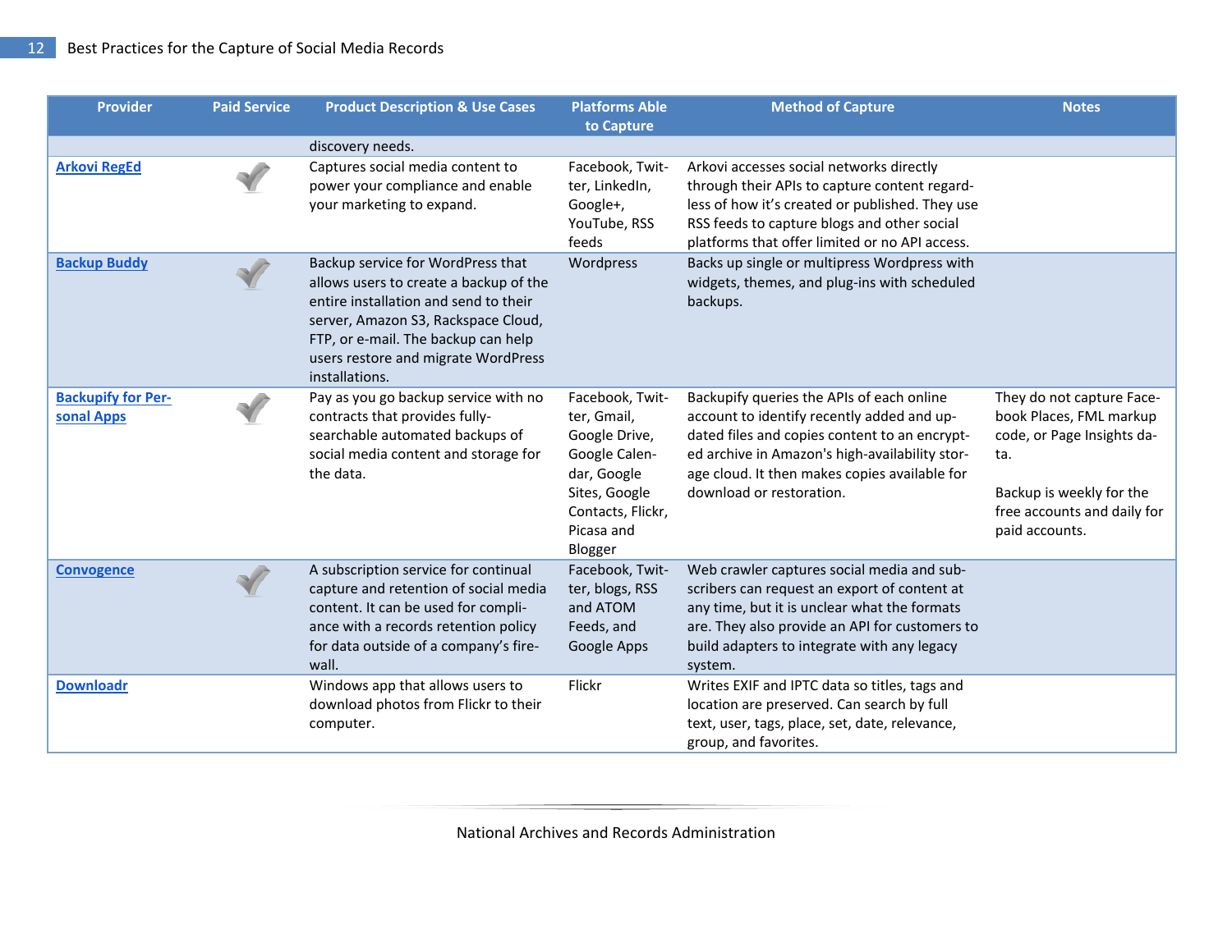| Provider | Paid Service | Product Description & Use Cases | Platforms Able to Capture | Method of Capture | Notes |
|---|---|---|---|---|---|
| | | discovery needs. | | | |
| Arkovi RegEd | ✓ | Captures social media content to power your compliance and enable your marketing to expand. | Facebook, Twitter, LinkedIn, Google+, YouTube, RSS feeds | Arkovi accesses social networks directly through their APIs to capture content regardless of how it's created or published. They use RSS feeds to capture blogs and other social platforms that offer limited or no API access. | |
| Backup Buddy | ✓ | Backup service for WordPress that allows users to create a backup of the entire installation and send to their server, Amazon S3, Rackspace Cloud, FTP, or e-mail. The backup can help users restore and migrate WordPress installations. | Wordpress | Backs up single or multipress Wordpress with widgets, themes, and plug-ins with scheduled backups. | |
| Backupify for Personal Apps | ✓ | Pay as you go backup service with no contracts that provides fully-searchable automated backups of social media content and storage for the data. | Facebook, Twitter, Gmail, Google Drive, Google Calendar, Google Sites, Google Contacts, Flickr, Picasa and Blogger | Backupify queries the APIs of each online account to identify recently added and updated files and copies content to an encrypted archive in Amazon's high-availability storage cloud. It then makes copies available for download or restoration. | They do not capture Facebook Places, FML markup code, or Page Insights data.<br><br>Backup is weekly for the free accounts and daily for paid accounts. |
| Convogence | ✓ | A subscription service for continual capture and retention of social media content. It can be used for compliance with a records retention policy for data outside of a company's firewall. | Facebook, Twitter, blogs, RSS and ATOM Feeds, and Google Apps | Web crawler captures social media and subscribers can request an export of content at any time, but it is unclear what the formats are. They also provide an API for customers to build adapters to integrate with any legacy system. | |
| Downloadr | | Windows app that allows users to download photos from Flickr to their computer. | Flickr | Writes EXIF and IPTC data so titles, tags and location are preserved. Can search by full text, user, tags, place, set, date, relevance, group, and favorites. | |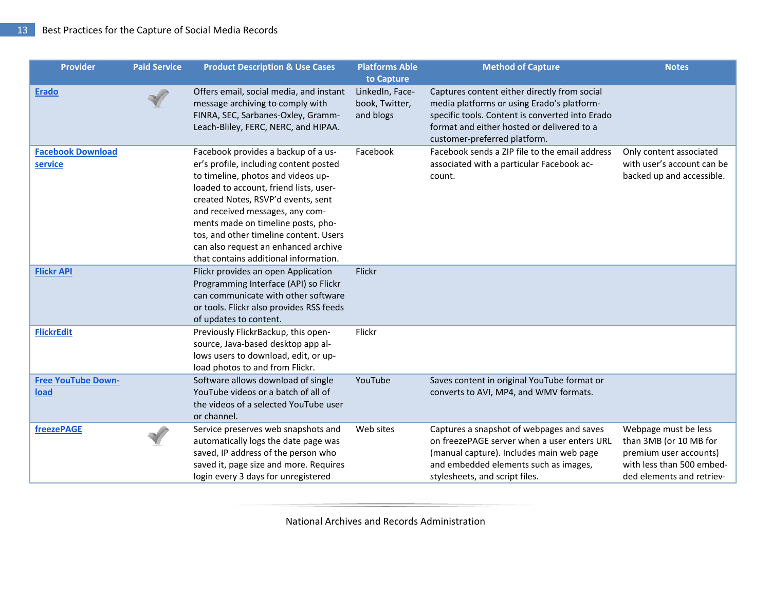| Provider | Paid Service | Product Description & Use Cases | Platforms Able to Capture | Method of Capture | Notes |
|---|---|---|---|---|---|
| Erado | ✔ | Offers email, social media, and instant message archiving to comply with FINRA, SEC, Sarbanes-Oxley, Gramm-Leach-Bliley, FERC, NERC, and HIPAA. | LinkedIn, Facebook, Twitter, and blogs | Captures content either directly from social media platforms or using Erado's platform-specific tools. Content is converted into Erado format and either hosted or delivered to a customer-preferred platform. | |
| Facebook Download service | | Facebook provides a backup of a user's profile, including content posted to timeline, photos and videos uploaded to account, friend lists, user-created Notes, RSVP'd events, sent and received messages, any comments made on timeline posts, photos, and other timeline content. Users can also request an enhanced archive that contains additional information. | Facebook | Facebook sends a ZIP file to the email address associated with a particular Facebook account. | Only content associated with user's account can be backed up and accessible. |
| Flickr API | | Flickr provides an open Application Programming Interface (API) so Flickr can communicate with other software or tools. Flickr also provides RSS feeds of updates to content. | Flickr | | |
| FlickrEdit | | Previously FlickrBackup, this open-source, Java-based desktop app allows users to download, edit, or upload photos to and from Flickr. | Flickr | | |
| Free YouTube Download | | Software allows download of single YouTube videos or a batch of all of the videos of a selected YouTube user or channel. | YouTube | Saves content in original YouTube format or converts to AVI, MP4, and WMV formats. | |
| freezePAGE | ✔ | Service preserves web snapshots and automatically logs the date page was saved, IP address of the person who saved it, page size and more. Requires login every 3 days for unregistered | Web sites | Captures a snapshot of webpages and saves on freezePAGE server when a user enters URL (manual capture). Includes main web page and embedded elements such as images, stylesheets, and script files. | Webpage must be less than 3MB (or 10 MB for premium user accounts) with less than 500 embedded elements and retriev- |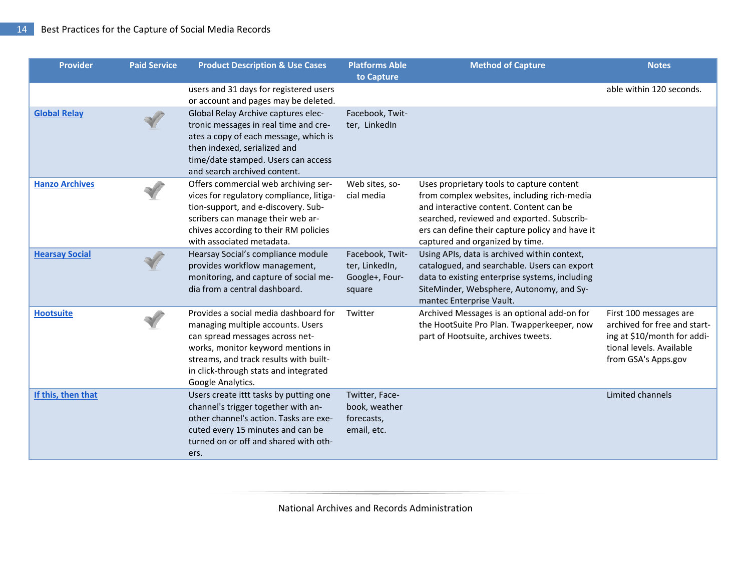| Provider | Paid Service | Product Description & Use Cases | Platforms Able to Capture | Method of Capture | Notes |
|---|---|---|---|---|---|
| | | users and 31 days for registered users or account and pages may be deleted. | | | able within 120 seconds. |
| Global Relay | ✓ | Global Relay Archive captures electronic messages in real time and creates a copy of each message, which is then indexed, serialized and time/date stamped. Users can access and search archived content. | Facebook, Twitter, LinkedIn | | |
| Hanzo Archives | ✓ | Offers commercial web archiving services for regulatory compliance, litigation-support, and e-discovery. Subscribers can manage their web archives according to their RM policies with associated metadata. | Web sites, social media | Uses proprietary tools to capture content from complex websites, including rich-media and interactive content. Content can be searched, reviewed and exported. Subscribers can define their capture policy and have it captured and organized by time. | |
| Hearsay Social | ✓ | Hearsay Social's compliance module provides workflow management, monitoring, and capture of social media from a central dashboard. | Facebook, Twitter, LinkedIn, Google+, Foursquare | Using APIs, data is archived within context, catalogued, and searchable. Users can export data to existing enterprise systems, including SiteMinder, Websphere, Autonomy, and Symantec Enterprise Vault. | |
| Hootsuite | ✓ | Provides a social media dashboard for managing multiple accounts. Users can spread messages across networks, monitor keyword mentions in streams, and track results with built-in click-through stats and integrated Google Analytics. | Twitter | Archived Messages is an optional add-on for the HootSuite Pro Plan. Twapperkeeper, now part of Hootsuite, archives tweets. | First 100 messages are archived for free and starting at $10/month for additional levels. Available from GSA's Apps.gov |
| If this, then that | | Users create ittt tasks by putting one channel's trigger together with another channel's action. Tasks are executed every 15 minutes and can be turned on or off and shared with others. | Twitter, Facebook, weather forecasts, email, etc. | | Limited channels |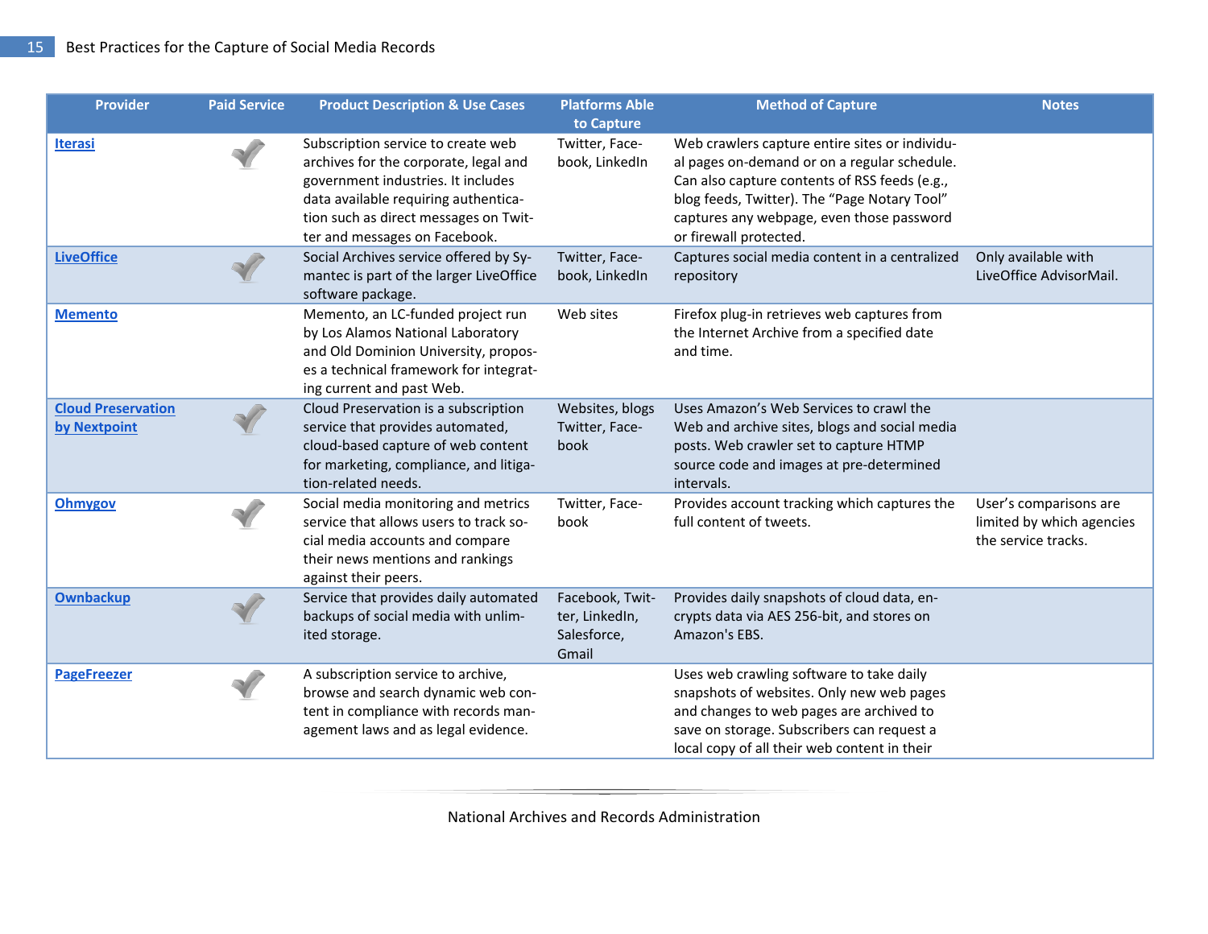| Provider | Paid Service | Product Description & Use Cases | Platforms Able to Capture | Method of Capture | Notes |
|---|---|---|---|---|---|
| [Iterasi]() | ✓ | Subscription service to create web archives for the corporate, legal and government industries. It includes data available requiring authentication such as direct messages on Twitter and messages on Facebook. | Twitter, Facebook, LinkedIn | Web crawlers capture entire sites or individual pages on-demand or on a regular schedule. Can also capture contents of RSS feeds (e.g., blog feeds, Twitter). The "Page Notary Tool" captures any webpage, even those password or firewall protected. | |
| [LiveOffice]() | ✓ | Social Archives service offered by Symantec is part of the larger LiveOffice software package. | Twitter, Facebook, LinkedIn | Captures social media content in a centralized repository | Only available with LiveOffice AdvisorMail. |
| [Memento]() | | Memento, an LC-funded project run by Los Alamos National Laboratory and Old Dominion University, proposes a technical framework for integrating current and past Web. | Web sites | Firefox plug-in retrieves web captures from the Internet Archive from a specified date and time. | |
| [Cloud Preservation by Nextpoint]() | ✓ | Cloud Preservation is a subscription service that provides automated, cloud-based capture of web content for marketing, compliance, and litigation-related needs. | Websites, blogs Twitter, Facebook | Uses Amazon's Web Services to crawl the Web and archive sites, blogs and social media posts. Web crawler set to capture HTMP source code and images at pre-determined intervals. | |
| [Ohmygov]() | ✓ | Social media monitoring and metrics service that allows users to track social media accounts and compare their news mentions and rankings against their peers. | Twitter, Facebook | Provides account tracking which captures the full content of tweets. | User's comparisons are limited by which agencies the service tracks. |
| [Ownbackup]() | ✓ | Service that provides daily automated backups of social media with unlimited storage. | Facebook, Twitter, LinkedIn, Salesforce, Gmail | Provides daily snapshots of cloud data, encrypts data via AES 256-bit, and stores on Amazon's EBS. | |
| [PageFreezer]() | ✓ | A subscription service to archive, browse and search dynamic web content in compliance with records management laws and as legal evidence. | | Uses web crawling software to take daily snapshots of websites. Only new web pages and changes to web pages are archived to save on storage. Subscribers can request a local copy of all their web content in their | |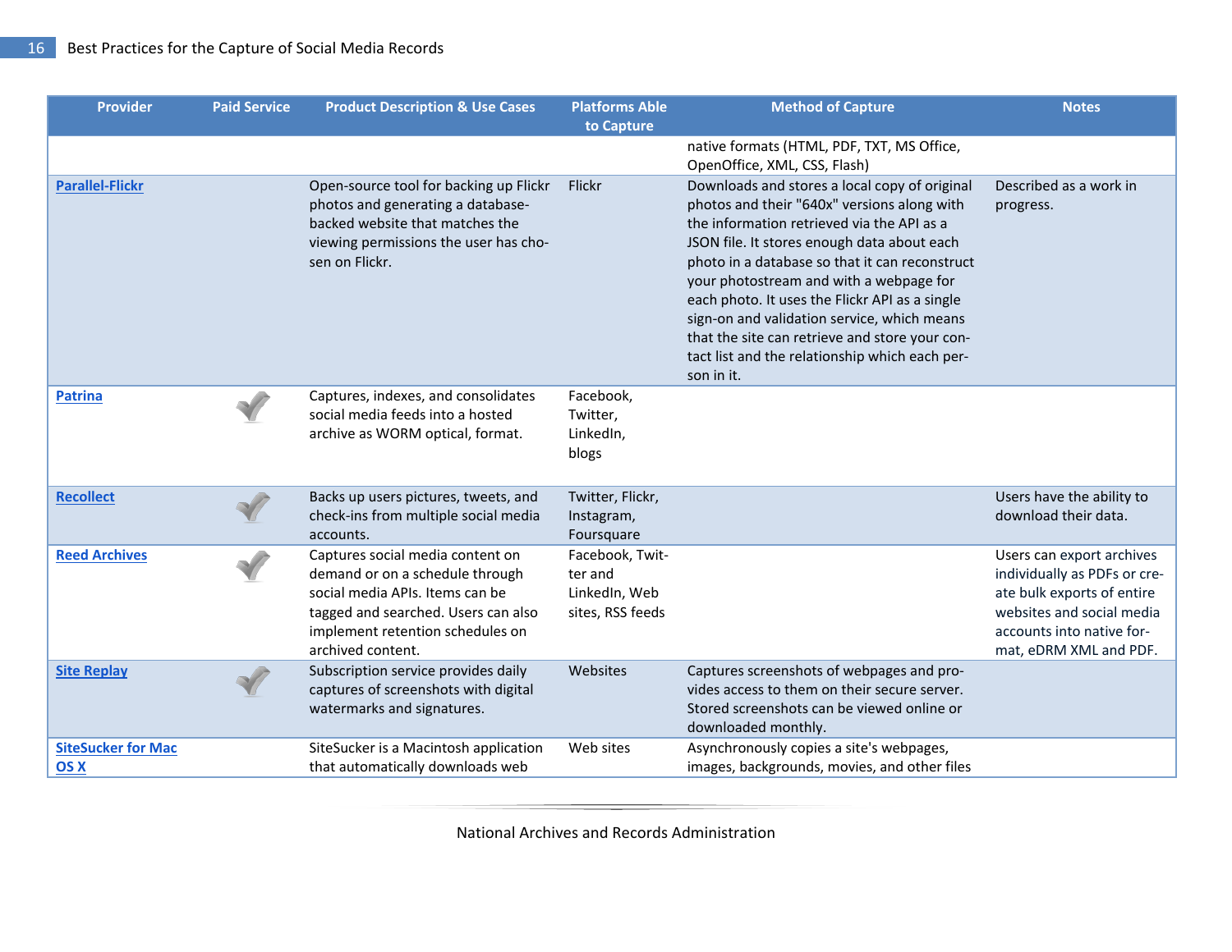| Provider | Paid Service | Product Description & Use Cases | Platforms Able to Capture | Method of Capture | Notes |
|---|---|---|---|---|---|
| | | | | native formats (HTML, PDF, TXT, MS Office, OpenOffice, XML, CSS, Flash) | |
| Parallel-Flickr | | Open-source tool for backing up Flickr photos and generating a database-backed website that matches the viewing permissions the user has chosen on Flickr. | Flickr | Downloads and stores a local copy of original photos and their "640x" versions along with the information retrieved via the API as a JSON file. It stores enough data about each photo in a database so that it can reconstruct your photostream and with a webpage for each photo. It uses the Flickr API as a single sign-on and validation service, which means that the site can retrieve and store your contact list and the relationship which each person in it. | Described as a work in progress. |
| Patrina | ✓ | Captures, indexes, and consolidates social media feeds into a hosted archive as WORM optical, format. | Facebook, Twitter, LinkedIn, blogs | | |
| Recollect | ✓ | Backs up users pictures, tweets, and check-ins from multiple social media accounts. | Twitter, Flickr, Instagram, Foursquare | | Users have the ability to download their data. |
| Reed Archives | ✓ | Captures social media content on demand or on a schedule through social media APIs. Items can be tagged and searched. Users can also implement retention schedules on archived content. | Facebook, Twitter and LinkedIn, Web sites, RSS feeds | | Users can export archives individually as PDFs or create bulk exports of entire websites and social media accounts into native format, eDRM XML and PDF. |
| Site Replay | ✓ | Subscription service provides daily captures of screenshots with digital watermarks and signatures. | Websites | Captures screenshots of webpages and provides access to them on their secure server. Stored screenshots can be viewed online or downloaded monthly. | |
| SiteSucker for Mac OS X | | SiteSucker is a Macintosh application that automatically downloads web | Web sites | Asynchronously copies a site's webpages, images, backgrounds, movies, and other files | |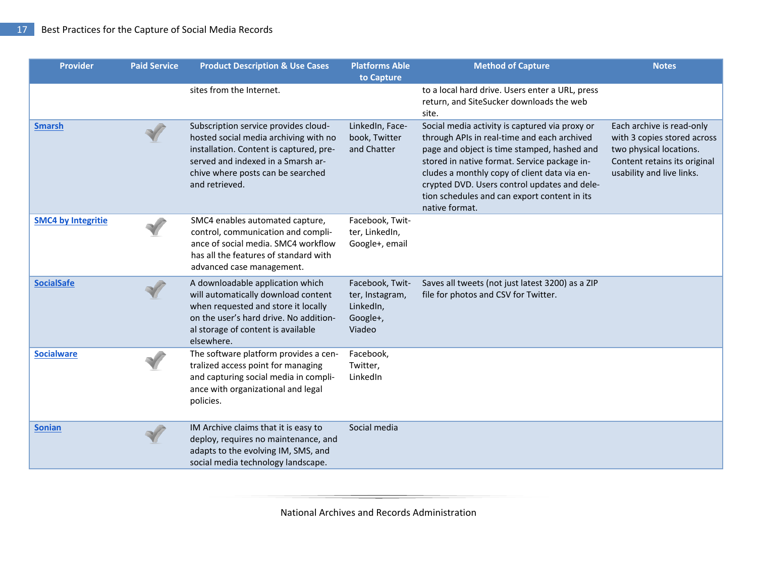| Provider | Paid Service | Product Description & Use Cases | Platforms Able to Capture | Method of Capture | Notes |
|---|---|---|---|---|---|
| | | sites from the Internet. | | to a local hard drive. Users enter a URL, press return, and SiteSucker downloads the web site. | |
| **Smarsh** | ✓ | Subscription service provides cloud-hosted social media archiving with no installation. Content is captured, preserved and indexed in a Smarsh archive where posts can be searched and retrieved. | LinkedIn, Facebook, Twitter and Chatter | Social media activity is captured via proxy or through APIs in real-time and each archived page and object is time stamped, hashed and stored in native format. Service package includes a monthly copy of client data via encrypted DVD. Users control updates and deletion schedules and can export content in its native format. | Each archive is read-only with 3 copies stored across two physical locations. Content retains its original usability and live links. |
| **SMC4 by Integritie** | ✓ | SMC4 enables automated capture, control, communication and compliance of social media. SMC4 workflow has all the features of standard with advanced case management. | Facebook, Twitter, LinkedIn, Google+, email | | |
| **SocialSafe** | ✓ | A downloadable application which will automatically download content when requested and store it locally on the user's hard drive. No additional storage of content is available elsewhere. | Facebook, Twitter, Instagram, LinkedIn, Google+, Viadeo | Saves all tweets (not just latest 3200) as a ZIP file for photos and CSV for Twitter. | |
| **Socialware** | ✓ | The software platform provides a centralized access point for managing and capturing social media in compliance with organizational and legal policies. | Facebook, Twitter, LinkedIn | | |
| **Sonian** | ✓ | IM Archive claims that it is easy to deploy, requires no maintenance, and adapts to the evolving IM, SMS, and social media technology landscape. | Social media | | |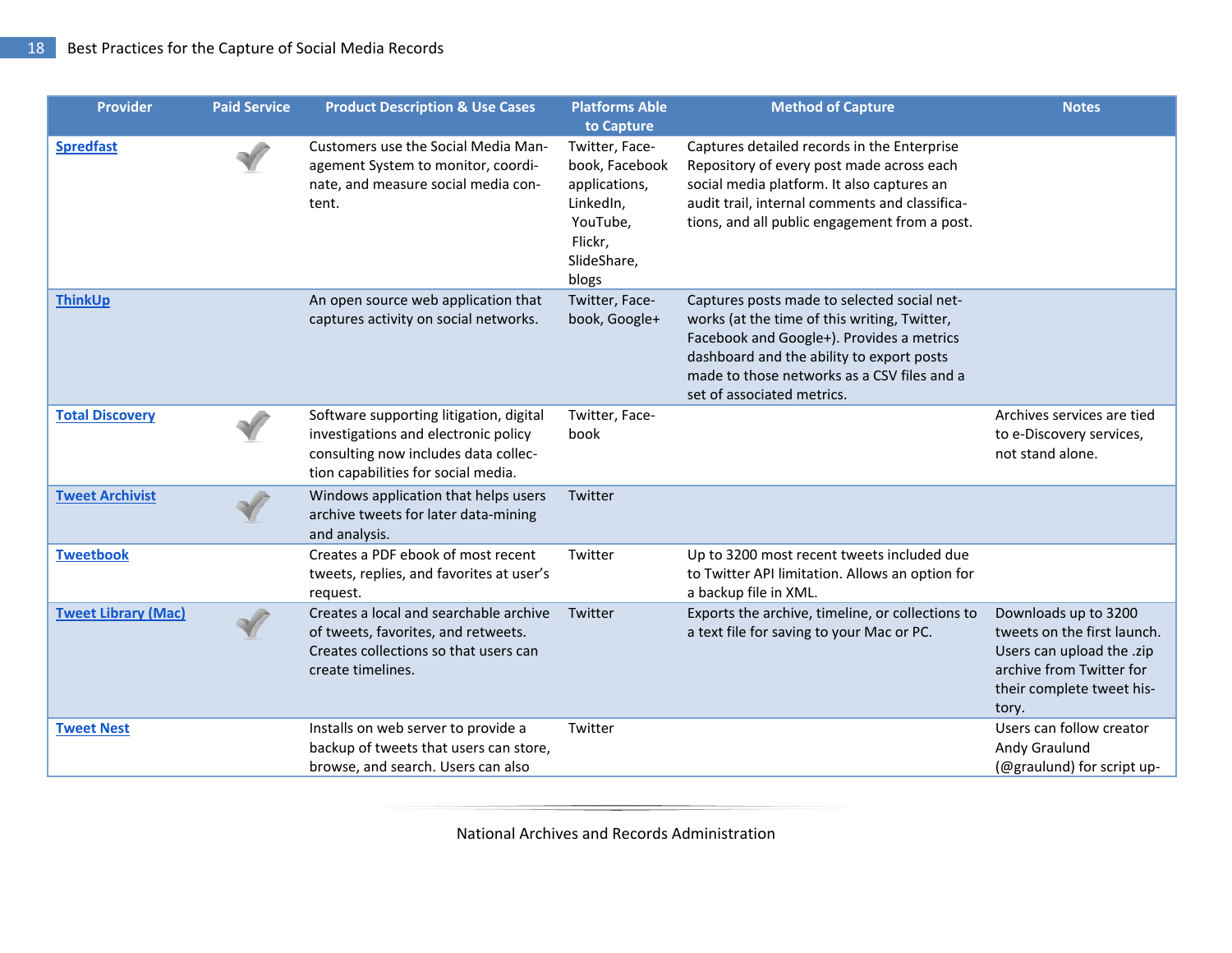| Provider | Paid Service | Product Description & Use Cases | Platforms Able to Capture | Method of Capture | Notes |
|---|---|---|---|---|---|
| Spredfast | ✓ | Customers use the Social Media Management System to monitor, coordinate, and measure social media content. | Twitter, Facebook, Facebook applications, LinkedIn, YouTube, Flickr, SlideShare, blogs | Captures detailed records in the Enterprise Repository of every post made across each social media platform. It also captures an audit trail, internal comments and classifications, and all public engagement from a post. | |
| ThinkUp | | An open source web application that captures activity on social networks. | Twitter, Facebook, Google+ | Captures posts made to selected social networks (at the time of this writing, Twitter, Facebook and Google+). Provides a metrics dashboard and the ability to export posts made to those networks as a CSV files and a set of associated metrics. | |
| Total Discovery | ✓ | Software supporting litigation, digital investigations and electronic policy consulting now includes data collection capabilities for social media. | Twitter, Facebook | | Archives services are tied to e-Discovery services, not stand alone. |
| Tweet Archivist | ✓ | Windows application that helps users archive tweets for later data-mining and analysis. | Twitter | | |
| Tweetbook | | Creates a PDF ebook of most recent tweets, replies, and favorites at user's request. | Twitter | Up to 3200 most recent tweets included due to Twitter API limitation. Allows an option for a backup file in XML. | |
| Tweet Library (Mac) | ✓ | Creates a local and searchable archive of tweets, favorites, and retweets. Creates collections so that users can create timelines. | Twitter | Exports the archive, timeline, or collections to a text file for saving to your Mac or PC. | Downloads up to 3200 tweets on the first launch. Users can upload the .zip archive from Twitter for their complete tweet history. |
| Tweet Nest | | Installs on web server to provide a backup of tweets that users can store, browse, and search. Users can also | Twitter | | Users can follow creator Andy Graulund (@graulund) for script up- |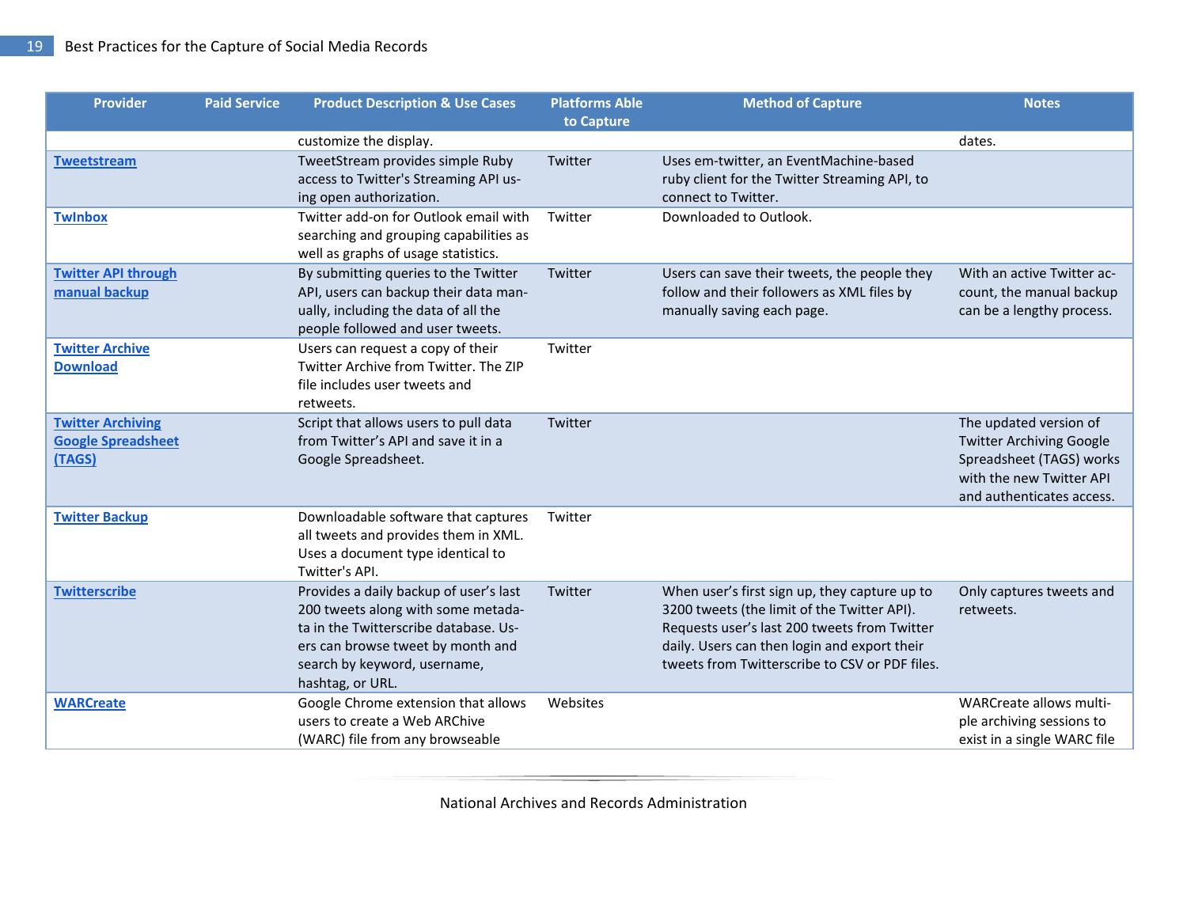| Provider | Paid Service | Product Description & Use Cases | Platforms Able to Capture | Method of Capture | Notes |
|---|---|---|---|---|---|
| | | customize the display. | | | dates. |
| Tweetstream | | TweetStream provides simple Ruby access to Twitter's Streaming API using open authorization. | Twitter | Uses em-twitter, an EventMachine-based ruby client for the Twitter Streaming API, to connect to Twitter. | |
| TwInbox | | Twitter add-on for Outlook email with searching and grouping capabilities as well as graphs of usage statistics. | Twitter | Downloaded to Outlook. | |
| Twitter API through manual backup | | By submitting queries to the Twitter API, users can backup their data manually, including the data of all the people followed and user tweets. | Twitter | Users can save their tweets, the people they follow and their followers as XML files by manually saving each page. | With an active Twitter account, the manual backup can be a lengthy process. |
| Twitter Archive Download | | Users can request a copy of their Twitter Archive from Twitter. The ZIP file includes user tweets and retweets. | Twitter | | |
| Twitter Archiving Google Spreadsheet (TAGS) | | Script that allows users to pull data from Twitter's API and save it in a Google Spreadsheet. | Twitter | | The updated version of Twitter Archiving Google Spreadsheet (TAGS) works with the new Twitter API and authenticates access. |
| Twitter Backup | | Downloadable software that captures all tweets and provides them in XML. Uses a document type identical to Twitter's API. | Twitter | | |
| Twitterscribe | | Provides a daily backup of user's last 200 tweets along with some metadata in the Twitterscribe database. Users can browse tweet by month and search by keyword, username, hashtag, or URL. | Twitter | When user's first sign up, they capture up to 3200 tweets (the limit of the Twitter API). Requests user's last 200 tweets from Twitter daily. Users can then login and export their tweets from Twitterscribe to CSV or PDF files. | Only captures tweets and retweets. |
| WARCreate | | Google Chrome extension that allows users to create a Web ARChive (WARC) file from any browseable | Websites | | WARCreate allows multiple archiving sessions to exist in a single WARC file |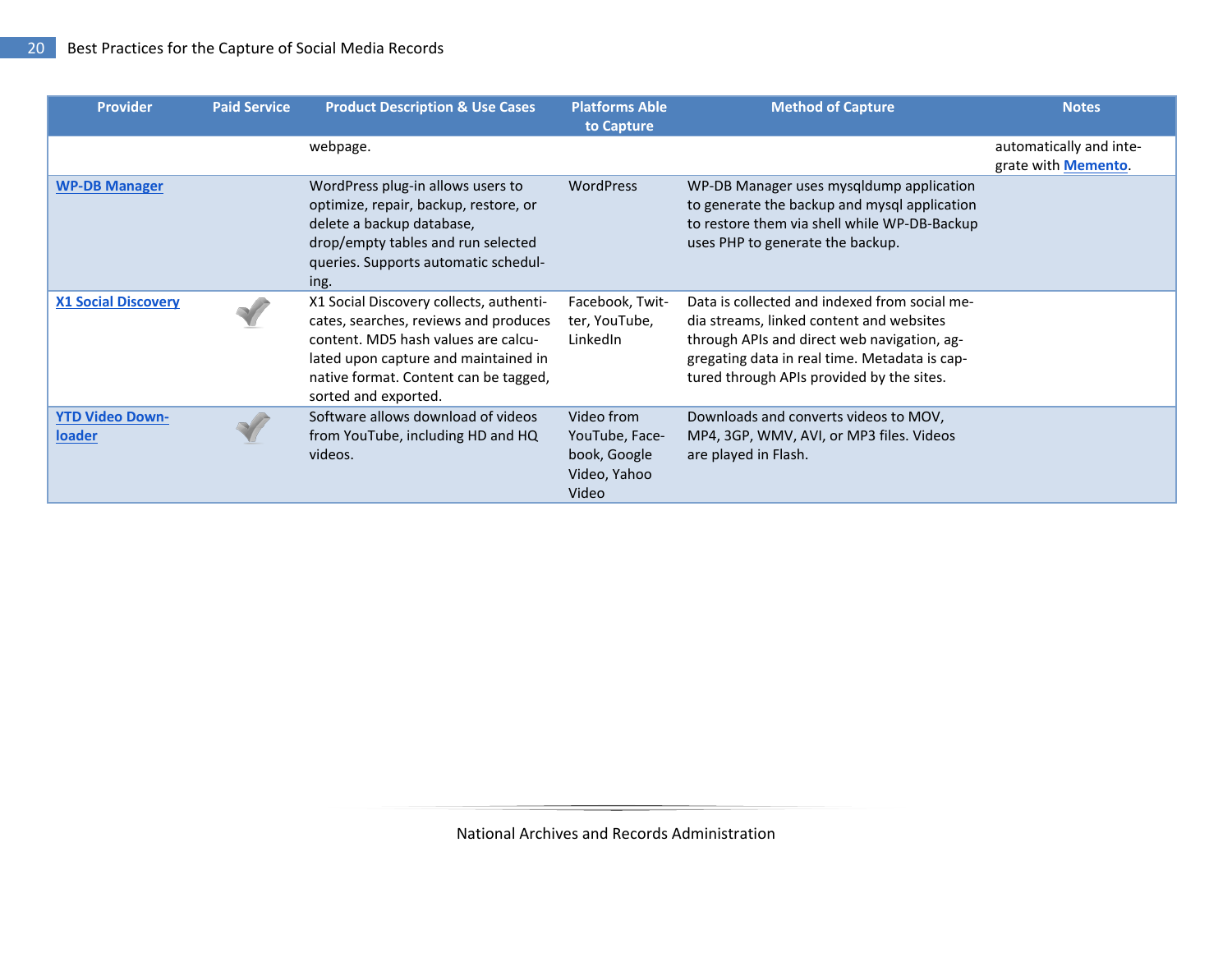| Provider | Paid Service | Product Description & Use Cases | Platforms Able to Capture | Method of Capture | Notes |
|---|---|---|---|---|---|
| | | webpage. | | | automatically and integrate with **Memento**. |
| **WP-DB Manager** | | WordPress plug-in allows users to optimize, repair, backup, restore, or delete a backup database, drop/empty tables and run selected queries. Supports automatic scheduling. | WordPress | WP-DB Manager uses mysqldump application to generate the backup and mysql application to restore them via shell while WP-DB-Backup uses PHP to generate the backup. | |
| **X1 Social Discovery** | ✓ | X1 Social Discovery collects, authenticates, searches, reviews and produces content. MD5 hash values are calculated upon capture and maintained in native format. Content can be tagged, sorted and exported. | Facebook, Twitter, YouTube, LinkedIn | Data is collected and indexed from social media streams, linked content and websites through APIs and direct web navigation, aggregating data in real time. Metadata is captured through APIs provided by the sites. | |
| **YTD Video Downloader** | ✓ | Software allows download of videos from YouTube, including HD and HQ videos. | Video from YouTube, Facebook, Google Video, Yahoo Video | Downloads and converts videos to MOV, MP4, 3GP, WMV, AVI, or MP3 files. Videos are played in Flash. | |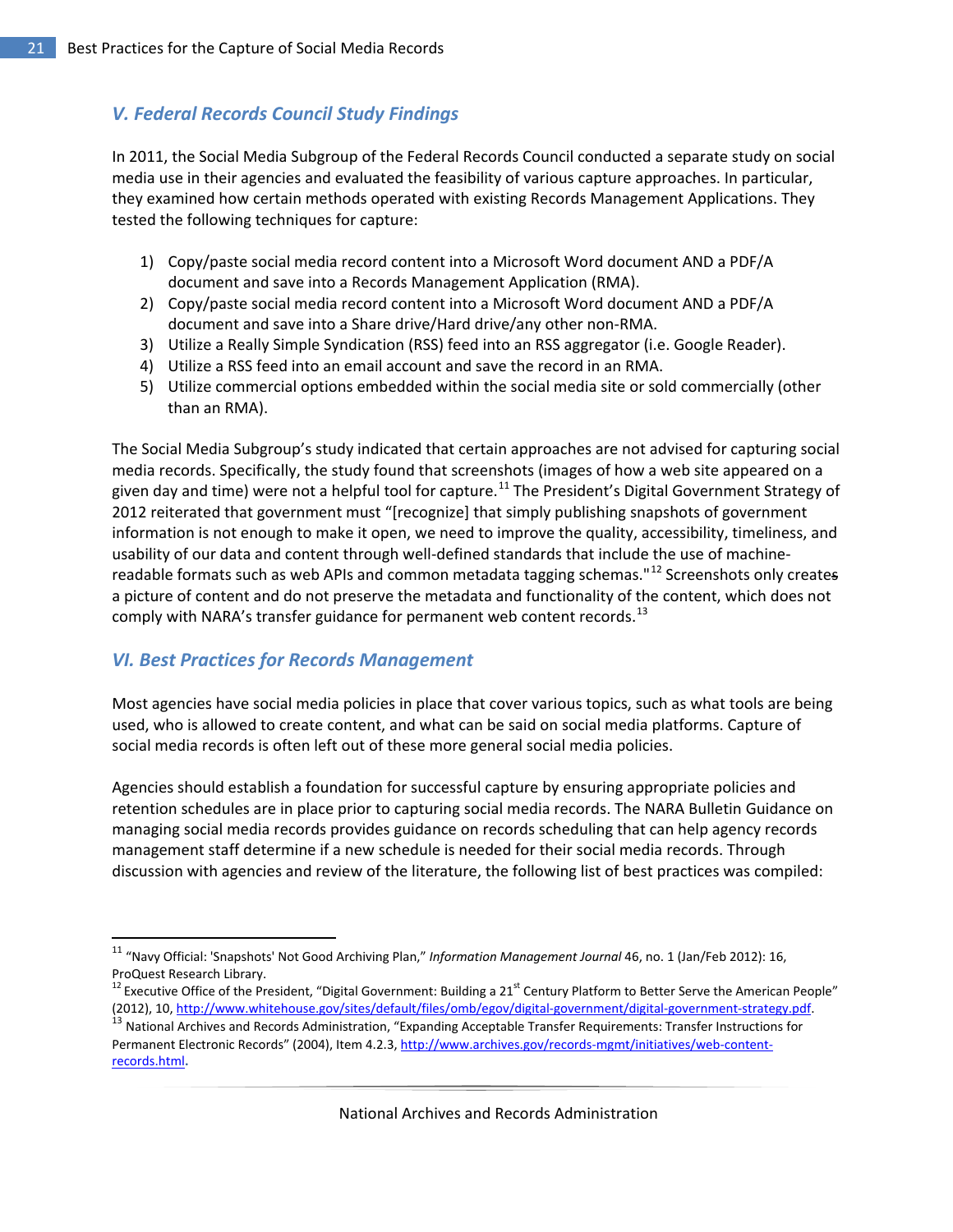## V. Federal Records Council Study Findings

In 2011, the Social Media Subgroup of the Federal Records Council conducted a separate study on social media use in their agencies and evaluated the feasibility of various capture approaches. In particular, they examined how certain methods operated with existing Records Management Applications. They tested the following techniques for capture:

1) Copy/paste social media record content into a Microsoft Word document AND a PDF/A document and save into a Records Management Application (RMA).
2) Copy/paste social media record content into a Microsoft Word document AND a PDF/A document and save into a Share drive/Hard drive/any other non-RMA.
3) Utilize a Really Simple Syndication (RSS) feed into an RSS aggregator (i.e. Google Reader).
4) Utilize a RSS feed into an email account and save the record in an RMA.
5) Utilize commercial options embedded within the social media site or sold commercially (other than an RMA).

The Social Media Subgroup's study indicated that certain approaches are not advised for capturing social media records. Specifically, the study found that screenshots (images of how a web site appeared on a given day and time) were not a helpful tool for capture.[11] The President's Digital Government Strategy of 2012 reiterated that government must "[recognize] that simply publishing snapshots of government information is not enough to make it open, we need to improve the quality, accessibility, timeliness, and usability of our data and content through well-defined standards that include the use of machine-readable formats such as web APIs and common metadata tagging schemas."[12] Screenshots only creates a picture of content and do not preserve the metadata and functionality of the content, which does not comply with NARA's transfer guidance for permanent web content records.[13]

## VI. Best Practices for Records Management

Most agencies have social media policies in place that cover various topics, such as what tools are being used, who is allowed to create content, and what can be said on social media platforms. Capture of social media records is often left out of these more general social media policies.

Agencies should establish a foundation for successful capture by ensuring appropriate policies and retention schedules are in place prior to capturing social media records. The NARA Bulletin Guidance on managing social media records provides guidance on records scheduling that can help agency records management staff determine if a new schedule is needed for their social media records. Through discussion with agencies and review of the literature, the following list of best practices was compiled:

---

[11] "Navy Official: 'Snapshots' Not Good Archiving Plan," *Information Management Journal* 46, no. 1 (Jan/Feb 2012): 16, ProQuest Research Library.

[12] Executive Office of the President, "Digital Government: Building a 21st Century Platform to Better Serve the American People" (2012), 10, http://www.whitehouse.gov/sites/default/files/omb/egov/digital-government/digital-government-strategy.pdf.

[13] National Archives and Records Administration, "Expanding Acceptable Transfer Requirements: Transfer Instructions for Permanent Electronic Records" (2004), Item 4.2.3, http://www.archives.gov/records-mgmt/initiatives/web-content-records.html.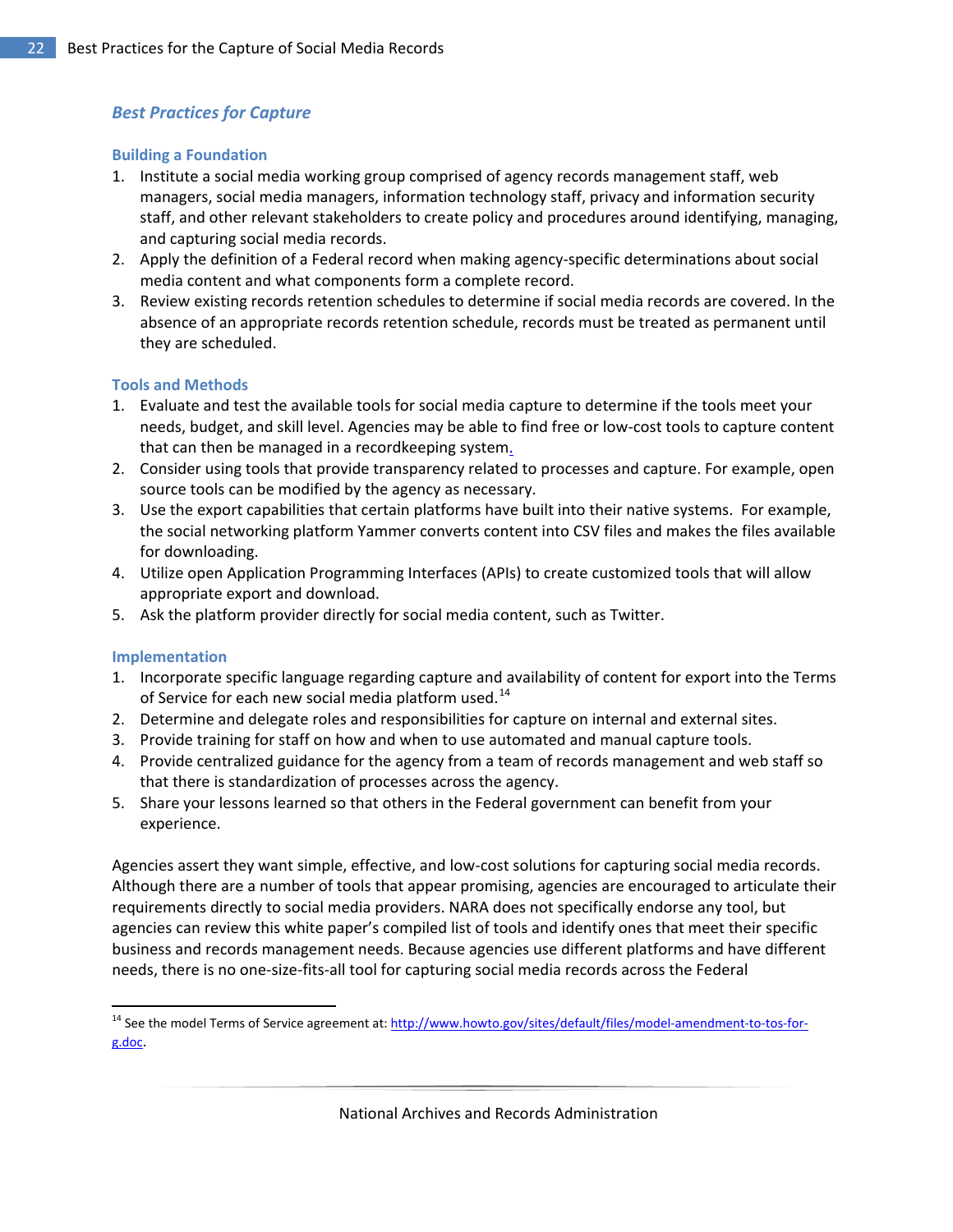## *Best Practices for Capture*

### Building a Foundation

1. Institute a social media working group comprised of agency records management staff, web managers, social media managers, information technology staff, privacy and information security staff, and other relevant stakeholders to create policy and procedures around identifying, managing, and capturing social media records.
2. Apply the definition of a Federal record when making agency-specific determinations about social media content and what components form a complete record.
3. Review existing records retention schedules to determine if social media records are covered. In the absence of an appropriate records retention schedule, records must be treated as permanent until they are scheduled.

### Tools and Methods

1. Evaluate and test the available tools for social media capture to determine if the tools meet your needs, budget, and skill level. Agencies may be able to find free or low-cost tools to capture content that can then be managed in a recordkeeping system.
2. Consider using tools that provide transparency related to processes and capture. For example, open source tools can be modified by the agency as necessary.
3. Use the export capabilities that certain platforms have built into their native systems. For example, the social networking platform Yammer converts content into CSV files and makes the files available for downloading.
4. Utilize open Application Programming Interfaces (APIs) to create customized tools that will allow appropriate export and download.
5. Ask the platform provider directly for social media content, such as Twitter.

### Implementation

1. Incorporate specific language regarding capture and availability of content for export into the Terms of Service for each new social media platform used.[14]
2. Determine and delegate roles and responsibilities for capture on internal and external sites.
3. Provide training for staff on how and when to use automated and manual capture tools.
4. Provide centralized guidance for the agency from a team of records management and web staff so that there is standardization of processes across the agency.
5. Share your lessons learned so that others in the Federal government can benefit from your experience.

Agencies assert they want simple, effective, and low-cost solutions for capturing social media records. Although there are a number of tools that appear promising, agencies are encouraged to articulate their requirements directly to social media providers. NARA does not specifically endorse any tool, but agencies can review this white paper's compiled list of tools and identify ones that meet their specific business and records management needs. Because agencies use different platforms and have different needs, there is no one-size-fits-all tool for capturing social media records across the Federal

---

[14] See the model Terms of Service agreement at: http://www.howto.gov/sites/default/files/model-amendment-to-tos-for-g.doc.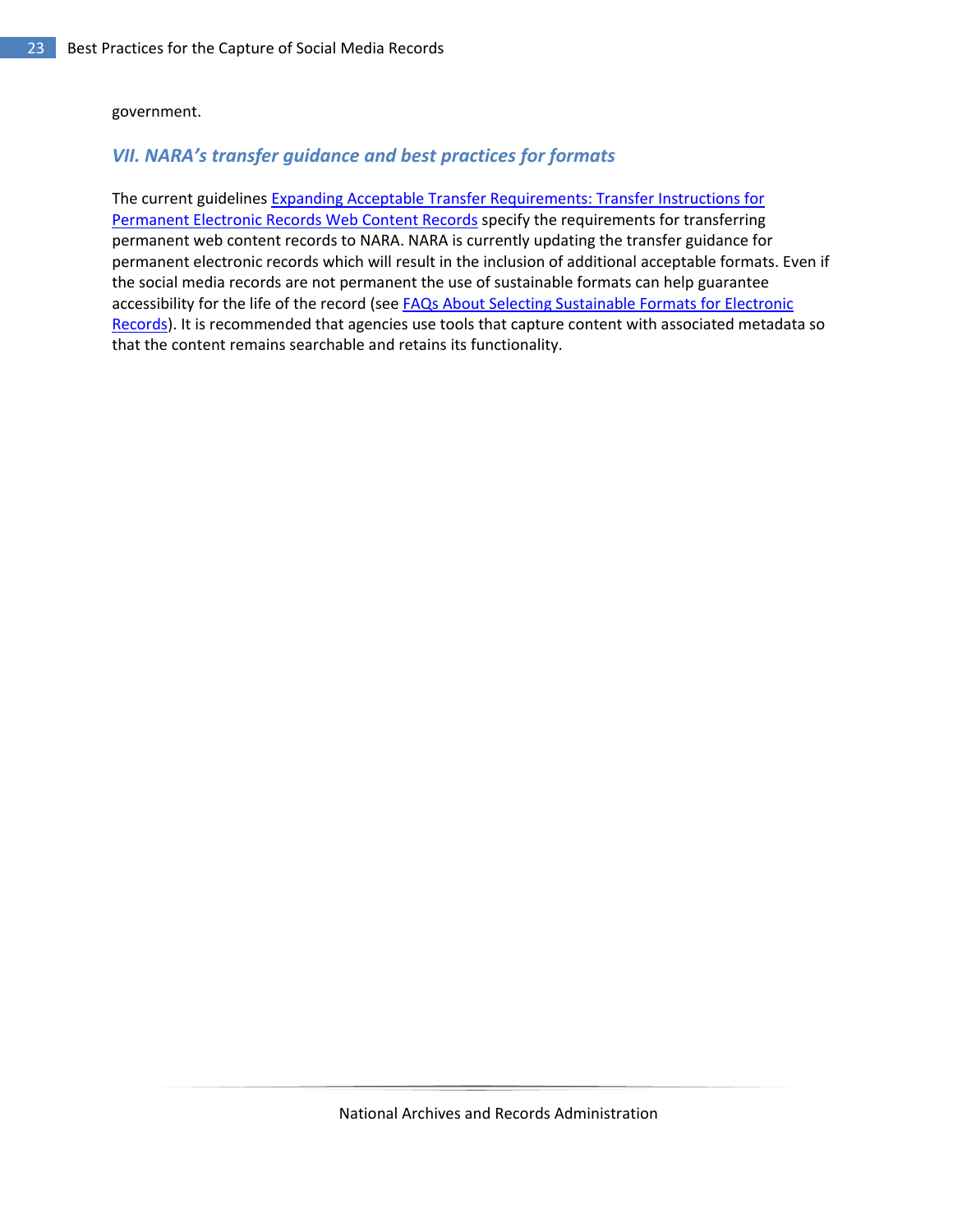government.

## *VII. NARA's transfer guidance and best practices for formats*

The current guidelines Expanding Acceptable Transfer Requirements: Transfer Instructions for Permanent Electronic Records Web Content Records specify the requirements for transferring permanent web content records to NARA. NARA is currently updating the transfer guidance for permanent electronic records which will result in the inclusion of additional acceptable formats. Even if the social media records are not permanent the use of sustainable formats can help guarantee accessibility for the life of the record (see FAQs About Selecting Sustainable Formats for Electronic Records). It is recommended that agencies use tools that capture content with associated metadata so that the content remains searchable and retains its functionality.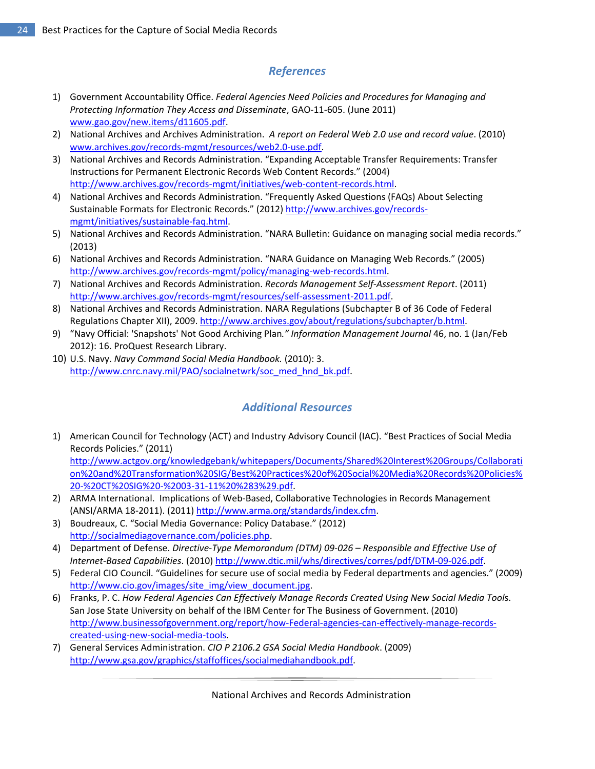## *References*

1) Government Accountability Office. *Federal Agencies Need Policies and Procedures for Managing and Protecting Information They Access and Disseminate*, GAO-11-605. (June 2011) www.gao.gov/new.items/d11605.pdf.
2) National Archives and Archives Administration. *A report on Federal Web 2.0 use and record value*. (2010) www.archives.gov/records-mgmt/resources/web2.0-use.pdf.
3) National Archives and Records Administration. "Expanding Acceptable Transfer Requirements: Transfer Instructions for Permanent Electronic Records Web Content Records." (2004) http://www.archives.gov/records-mgmt/initiatives/web-content-records.html.
4) National Archives and Records Administration. "Frequently Asked Questions (FAQs) About Selecting Sustainable Formats for Electronic Records." (2012) http://www.archives.gov/records-mgmt/initiatives/sustainable-faq.html.
5) National Archives and Records Administration. "NARA Bulletin: Guidance on managing social media records." (2013)
6) National Archives and Records Administration. "NARA Guidance on Managing Web Records." (2005) http://www.archives.gov/records-mgmt/policy/managing-web-records.html.
7) National Archives and Records Administration. *Records Management Self-Assessment Report*. (2011) http://www.archives.gov/records-mgmt/resources/self-assessment-2011.pdf.
8) National Archives and Records Administration. NARA Regulations (Subchapter B of 36 Code of Federal Regulations Chapter XII), 2009. http://www.archives.gov/about/regulations/subchapter/b.html.
9) "Navy Official: 'Snapshots' Not Good Archiving Plan*." Information Management Journal* 46, no. 1 (Jan/Feb 2012): 16. ProQuest Research Library.
10) U.S. Navy. *Navy Command Social Media Handbook.* (2010): 3. http://www.cnrc.navy.mil/PAO/socialnetwrk/soc_med_hnd_bk.pdf.

## *Additional Resources*

1) American Council for Technology (ACT) and Industry Advisory Council (IAC). "Best Practices of Social Media Records Policies." (2011) http://www.actgov.org/knowledgebank/whitepapers/Documents/Shared%20Interest%20Groups/Collaboration%20and%20Transformation%20SIG/Best%20Practices%20of%20Social%20Media%20Records%20Policies%20-%20CT%20SIG%20-%2003-31-11%20%283%29.pdf.
2) ARMA International. Implications of Web-Based, Collaborative Technologies in Records Management (ANSI/ARMA 18-2011). (2011) http://www.arma.org/standards/index.cfm.
3) Boudreaux, C. "Social Media Governance: Policy Database." (2012) http://socialmediagovernance.com/policies.php.
4) Department of Defense. *Directive-Type Memorandum (DTM) 09-026 – Responsible and Effective Use of Internet-Based Capabilities*. (2010) http://www.dtic.mil/whs/directives/corres/pdf/DTM-09-026.pdf.
5) Federal CIO Council. "Guidelines for secure use of social media by Federal departments and agencies." (2009) http://www.cio.gov/images/site_img/view_document.jpg.
6) Franks, P. C. *How Federal Agencies Can Effectively Manage Records Created Using New Social Media Tools*. San Jose State University on behalf of the IBM Center for The Business of Government. (2010) http://www.businessofgovernment.org/report/how-Federal-agencies-can-effectively-manage-records-created-using-new-social-media-tools.
7) General Services Administration. *CIO P 2106.2 GSA Social Media Handbook*. (2009) http://www.gsa.gov/graphics/staffoffices/socialmediahandbook.pdf.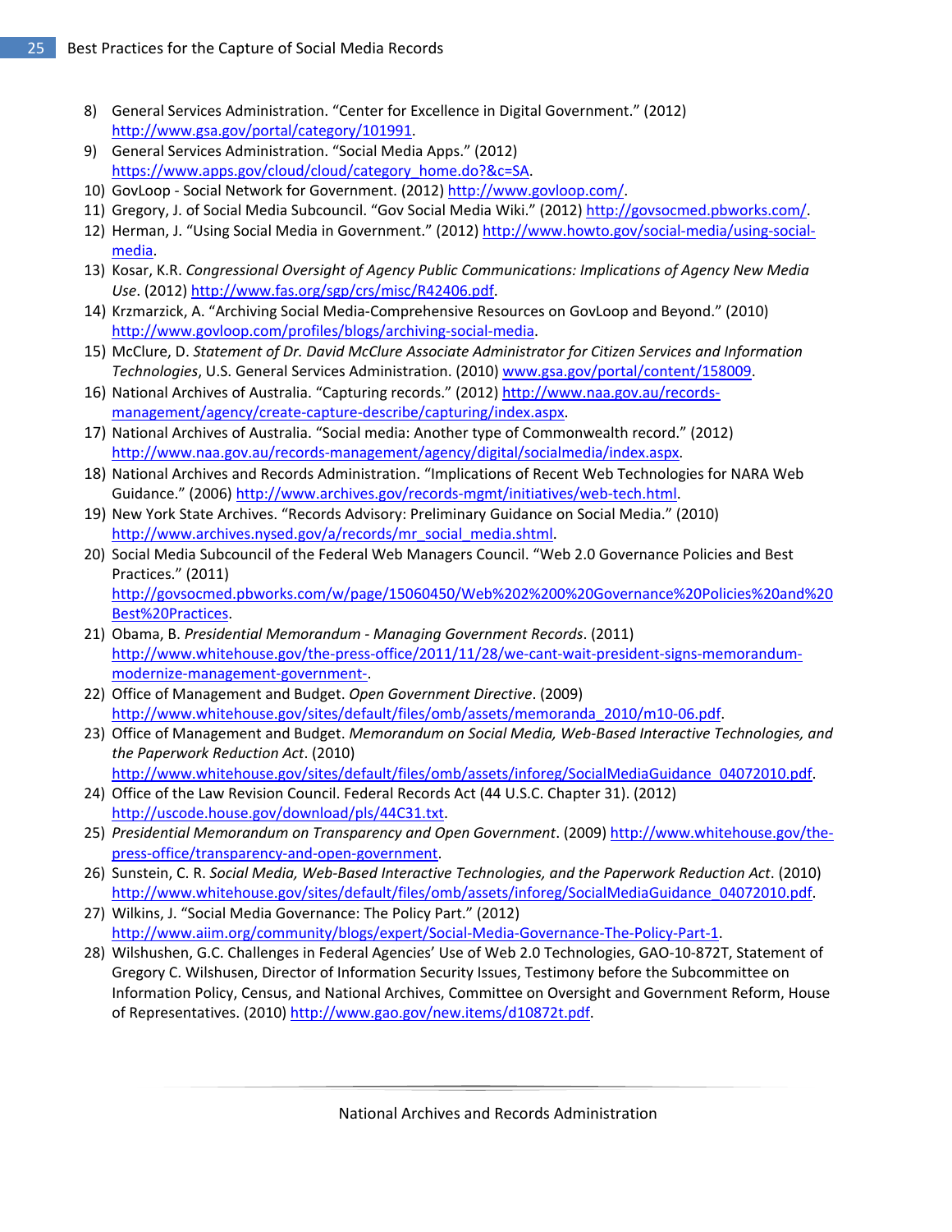8) General Services Administration. "Center for Excellence in Digital Government." (2012) http://www.gsa.gov/portal/category/101991.
9) General Services Administration. "Social Media Apps." (2012) https://www.apps.gov/cloud/cloud/category_home.do?&c=SA.
10) GovLoop - Social Network for Government. (2012) http://www.govloop.com/.
11) Gregory, J. of Social Media Subcouncil. "Gov Social Media Wiki." (2012) http://govsocmed.pbworks.com/.
12) Herman, J. "Using Social Media in Government." (2012) http://www.howto.gov/social-media/using-social-media.
13) Kosar, K.R. *Congressional Oversight of Agency Public Communications: Implications of Agency New Media Use*. (2012) http://www.fas.org/sgp/crs/misc/R42406.pdf.
14) Krzmarzick, A. "Archiving Social Media-Comprehensive Resources on GovLoop and Beyond." (2010) http://www.govloop.com/profiles/blogs/archiving-social-media.
15) McClure, D. *Statement of Dr. David McClure Associate Administrator for Citizen Services and Information Technologies*, U.S. General Services Administration. (2010) www.gsa.gov/portal/content/158009.
16) National Archives of Australia. "Capturing records." (2012) http://www.naa.gov.au/records-management/agency/create-capture-describe/capturing/index.aspx.
17) National Archives of Australia. "Social media: Another type of Commonwealth record." (2012) http://www.naa.gov.au/records-management/agency/digital/socialmedia/index.aspx.
18) National Archives and Records Administration. "Implications of Recent Web Technologies for NARA Web Guidance." (2006) http://www.archives.gov/records-mgmt/initiatives/web-tech.html.
19) New York State Archives. "Records Advisory: Preliminary Guidance on Social Media." (2010) http://www.archives.nysed.gov/a/records/mr_social_media.shtml.
20) Social Media Subcouncil of the Federal Web Managers Council. "Web 2.0 Governance Policies and Best Practices." (2011) http://govsocmed.pbworks.com/w/page/15060450/Web%202%200%20Governance%20Policies%20and%20Best%20Practices.
21) Obama, B. *Presidential Memorandum - Managing Government Records*. (2011) http://www.whitehouse.gov/the-press-office/2011/11/28/we-cant-wait-president-signs-memorandum-modernize-management-government-.
22) Office of Management and Budget. *Open Government Directive*. (2009) http://www.whitehouse.gov/sites/default/files/omb/assets/memoranda_2010/m10-06.pdf.
23) Office of Management and Budget. *Memorandum on Social Media, Web-Based Interactive Technologies, and the Paperwork Reduction Act*. (2010) http://www.whitehouse.gov/sites/default/files/omb/assets/inforeg/SocialMediaGuidance_04072010.pdf.
24) Office of the Law Revision Council. Federal Records Act (44 U.S.C. Chapter 31). (2012) http://uscode.house.gov/download/pls/44C31.txt.
25) *Presidential Memorandum on Transparency and Open Government*. (2009) http://www.whitehouse.gov/the-press-office/transparency-and-open-government.
26) Sunstein, C. R. *Social Media, Web-Based Interactive Technologies, and the Paperwork Reduction Act*. (2010) http://www.whitehouse.gov/sites/default/files/omb/assets/inforeg/SocialMediaGuidance_04072010.pdf.
27) Wilkins, J. "Social Media Governance: The Policy Part." (2012) http://www.aiim.org/community/blogs/expert/Social-Media-Governance-The-Policy-Part-1.
28) Wilshusen, G.C. Challenges in Federal Agencies' Use of Web 2.0 Technologies, GAO-10-872T, Statement of Gregory C. Wilshusen, Director of Information Security Issues, Testimony before the Subcommittee on Information Policy, Census, and National Archives, Committee on Oversight and Government Reform, House of Representatives. (2010) http://www.gao.gov/new.items/d10872t.pdf.